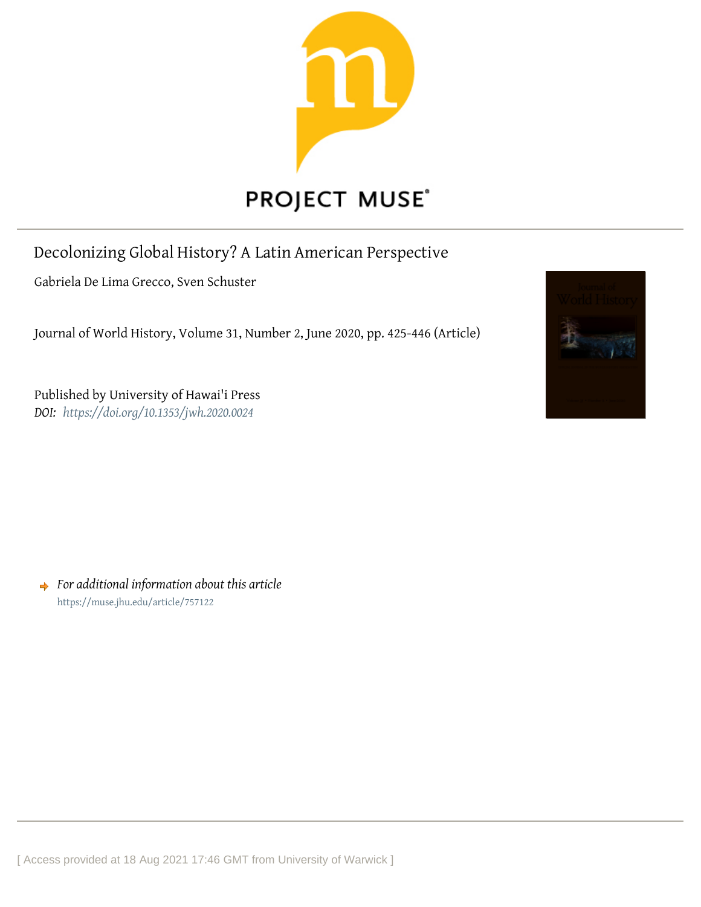PROJECT MUSE®

# Decolonizing Global History? A Latin American Perspective

Gabriela De Lima Grecco, Sven Schuster

Journal of World History, Volume 31, Number 2, June 2020, pp. 425-446 (Article)

Published by University of Hawai'i Press

*DOI: https://doi.org/10.1353/jwh.2020.0024*

➡ *For additional information about this article*

https://muse.jhu.edu/article/757122

[ Access provided at 18 Aug 2021 17:46 GMT from University of Warwick ]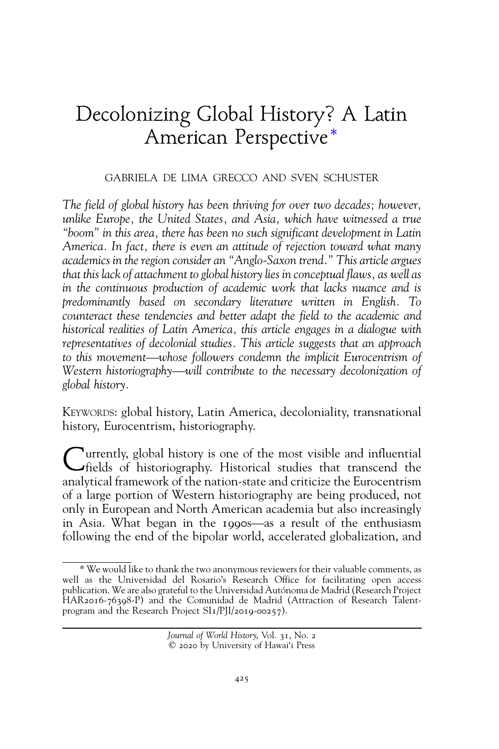# Decolonizing Global History? A Latin American Perspective*

GABRIELA DE LIMA GRECCO AND SVEN SCHUSTER

*The field of global history has been thriving for over two decades; however, unlike Europe, the United States, and Asia, which have witnessed a true "boom" in this area, there has been no such significant development in Latin America. In fact, there is even an attitude of rejection toward what many academics in the region consider an "Anglo-Saxon trend." This article argues that this lack of attachment to global history lies in conceptual flaws, as well as in the continuous production of academic work that lacks nuance and is predominantly based on secondary literature written in English. To counteract these tendencies and better adapt the field to the academic and historical realities of Latin America, this article engages in a dialogue with representatives of decolonial studies. This article suggests that an approach to this movement—whose followers condemn the implicit Eurocentrism of Western historiography—will contribute to the necessary decolonization of global history.*

KEYWORDS: global history, Latin America, decoloniality, transnational history, Eurocentrism, historiography.

Currently, global history is one of the most visible and influential fields of historiography. Historical studies that transcend the analytical framework of the nation-state and criticize the Eurocentrism of a large portion of Western historiography are being produced, not only in European and North American academia but also increasingly in Asia. What began in the 1990s—as a result of the enthusiasm following the end of the bipolar world, accelerated globalization, and

* We would like to thank the two anonymous reviewers for their valuable comments, as well as the Universidad del Rosario's Research Office for facilitating open access publication. We are also grateful to the Universidad Autónoma de Madrid (Research Project HAR2016-76398-P) and the Comunidad de Madrid (Attraction of Research Talent-program and the Research Project SI1/PJI/2019-00257).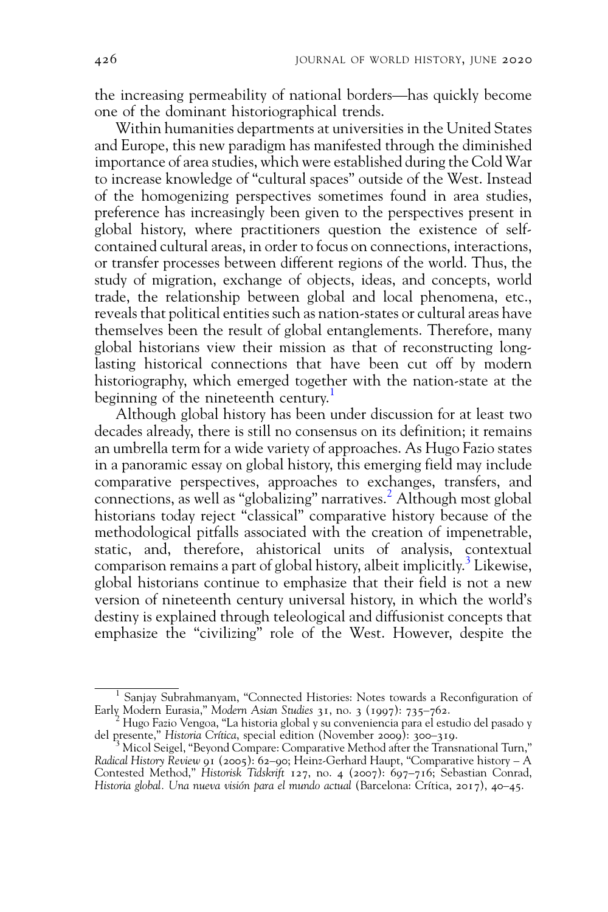the increasing permeability of national borders—has quickly become one of the dominant historiographical trends.

Within humanities departments at universities in the United States and Europe, this new paradigm has manifested through the diminished importance of area studies, which were established during the Cold War to increase knowledge of "cultural spaces" outside of the West. Instead of the homogenizing perspectives sometimes found in area studies, preference has increasingly been given to the perspectives present in global history, where practitioners question the existence of self-contained cultural areas, in order to focus on connections, interactions, or transfer processes between different regions of the world. Thus, the study of migration, exchange of objects, ideas, and concepts, world trade, the relationship between global and local phenomena, etc., reveals that political entities such as nation-states or cultural areas have themselves been the result of global entanglements. Therefore, many global historians view their mission as that of reconstructing long-lasting historical connections that have been cut off by modern historiography, which emerged together with the nation-state at the beginning of the nineteenth century.[1]

Although global history has been under discussion for at least two decades already, there is still no consensus on its definition; it remains an umbrella term for a wide variety of approaches. As Hugo Fazio states in a panoramic essay on global history, this emerging field may include comparative perspectives, approaches to exchanges, transfers, and connections, as well as "globalizing" narratives.[2] Although most global historians today reject "classical" comparative history because of the methodological pitfalls associated with the creation of impenetrable, static, and, therefore, ahistorical units of analysis, contextual comparison remains a part of global history, albeit implicitly.[3] Likewise, global historians continue to emphasize that their field is not a new version of nineteenth century universal history, in which the world's destiny is explained through teleological and diffusionist concepts that emphasize the "civilizing" role of the West. However, despite the

---

[1] Sanjay Subrahmanyam, "Connected Histories: Notes towards a Reconfiguration of Early Modern Eurasia," *Modern Asian Studies* 31, no. 3 (1997): 735–762.

[2] Hugo Fazio Vengoa, "La historia global y su conveniencia para el estudio del pasado y del presente," *Historia Crítica*, special edition (November 2009): 300–319.

[3] Micol Seigel, "Beyond Compare: Comparative Method after the Transnational Turn," *Radical History Review* 91 (2005): 62–90; Heinz-Gerhard Haupt, "Comparative history – A Contested Method," *Historisk Tidskrift* 127, no. 4 (2007): 697–716; Sebastian Conrad, *Historia global. Una nueva visión para el mundo actual* (Barcelona: Crítica, 2017), 40–45.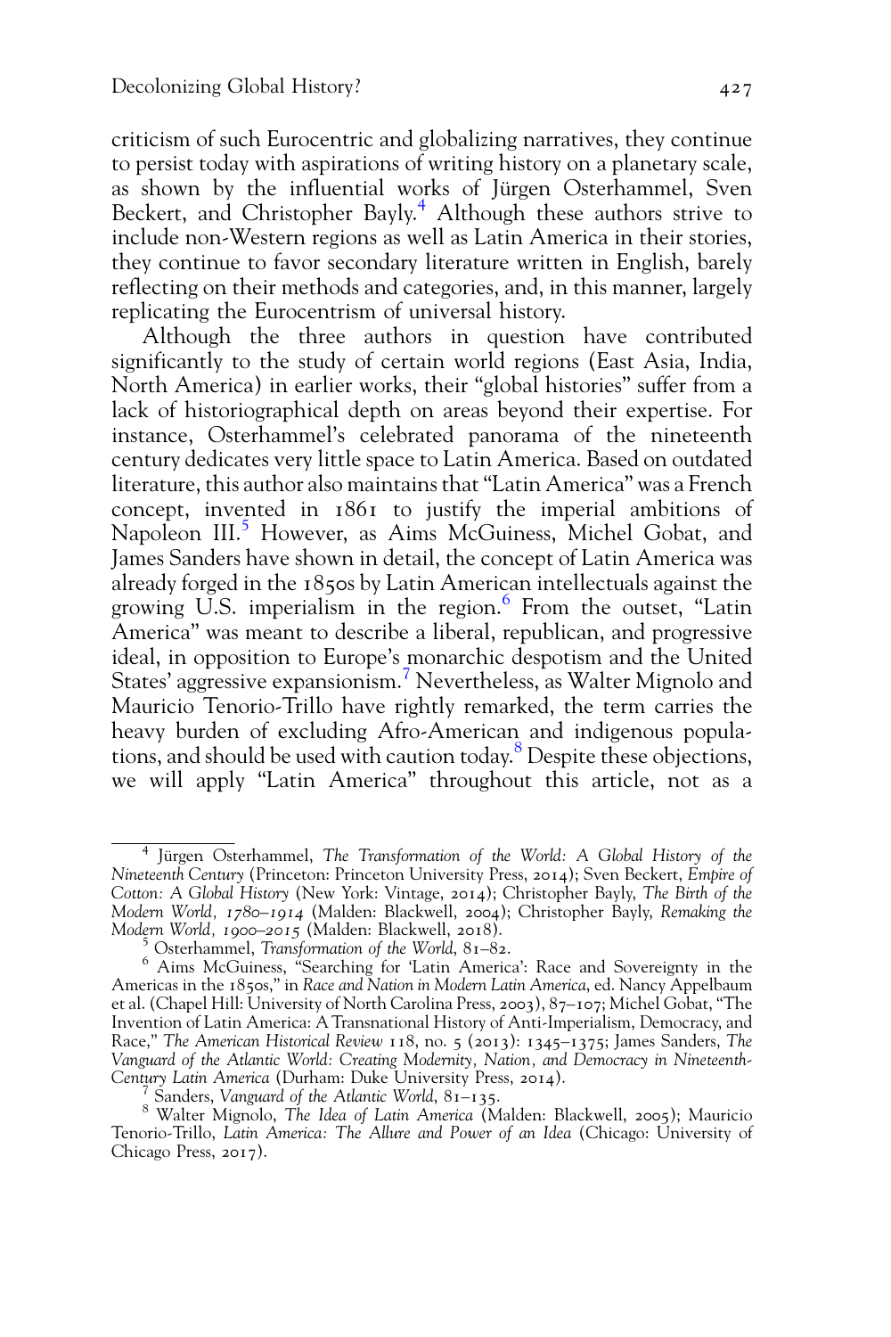criticism of such Eurocentric and globalizing narratives, they continue to persist today with aspirations of writing history on a planetary scale, as shown by the influential works of Jürgen Osterhammel, Sven Beckert, and Christopher Bayly.[4] Although these authors strive to include non-Western regions as well as Latin America in their stories, they continue to favor secondary literature written in English, barely reflecting on their methods and categories, and, in this manner, largely replicating the Eurocentrism of universal history.

Although the three authors in question have contributed significantly to the study of certain world regions (East Asia, India, North America) in earlier works, their "global histories" suffer from a lack of historiographical depth on areas beyond their expertise. For instance, Osterhammel's celebrated panorama of the nineteenth century dedicates very little space to Latin America. Based on outdated literature, this author also maintains that "Latin America" was a French concept, invented in 1861 to justify the imperial ambitions of Napoleon III.[5] However, as Aims McGuiness, Michel Gobat, and James Sanders have shown in detail, the concept of Latin America was already forged in the 1850s by Latin American intellectuals against the growing U.S. imperialism in the region.[6] From the outset, "Latin America" was meant to describe a liberal, republican, and progressive ideal, in opposition to Europe's monarchic despotism and the United States' aggressive expansionism.[7] Nevertheless, as Walter Mignolo and Mauricio Tenorio-Trillo have rightly remarked, the term carries the heavy burden of excluding Afro-American and indigenous populations, and should be used with caution today.[8] Despite these objections, we will apply "Latin America" throughout this article, not as a

---

[4] Jürgen Osterhammel, *The Transformation of the World: A Global History of the Nineteenth Century* (Princeton: Princeton University Press, 2014); Sven Beckert, *Empire of Cotton: A Global History* (New York: Vintage, 2014); Christopher Bayly, *The Birth of the Modern World, 1780–1914* (Malden: Blackwell, 2004); Christopher Bayly, *Remaking the Modern World, 1900–2015* (Malden: Blackwell, 2018).

[5] Osterhammel, *Transformation of the World*, 81–82.

[6] Aims McGuiness, "Searching for 'Latin America': Race and Sovereignty in the Americas in the 1850s," in *Race and Nation in Modern Latin America*, ed. Nancy Appelbaum et al. (Chapel Hill: University of North Carolina Press, 2003), 87–107; Michel Gobat, "The Invention of Latin America: A Transnational History of Anti-Imperialism, Democracy, and Race," *The American Historical Review* 118, no. 5 (2013): 1345–1375; James Sanders, *The Vanguard of the Atlantic World: Creating Modernity, Nation, and Democracy in Nineteenth-Century Latin America* (Durham: Duke University Press, 2014).

[7] Sanders, *Vanguard of the Atlantic World*, 81–135.

[8] Walter Mignolo, *The Idea of Latin America* (Malden: Blackwell, 2005); Mauricio Tenorio-Trillo, *Latin America: The Allure and Power of an Idea* (Chicago: University of Chicago Press, 2017).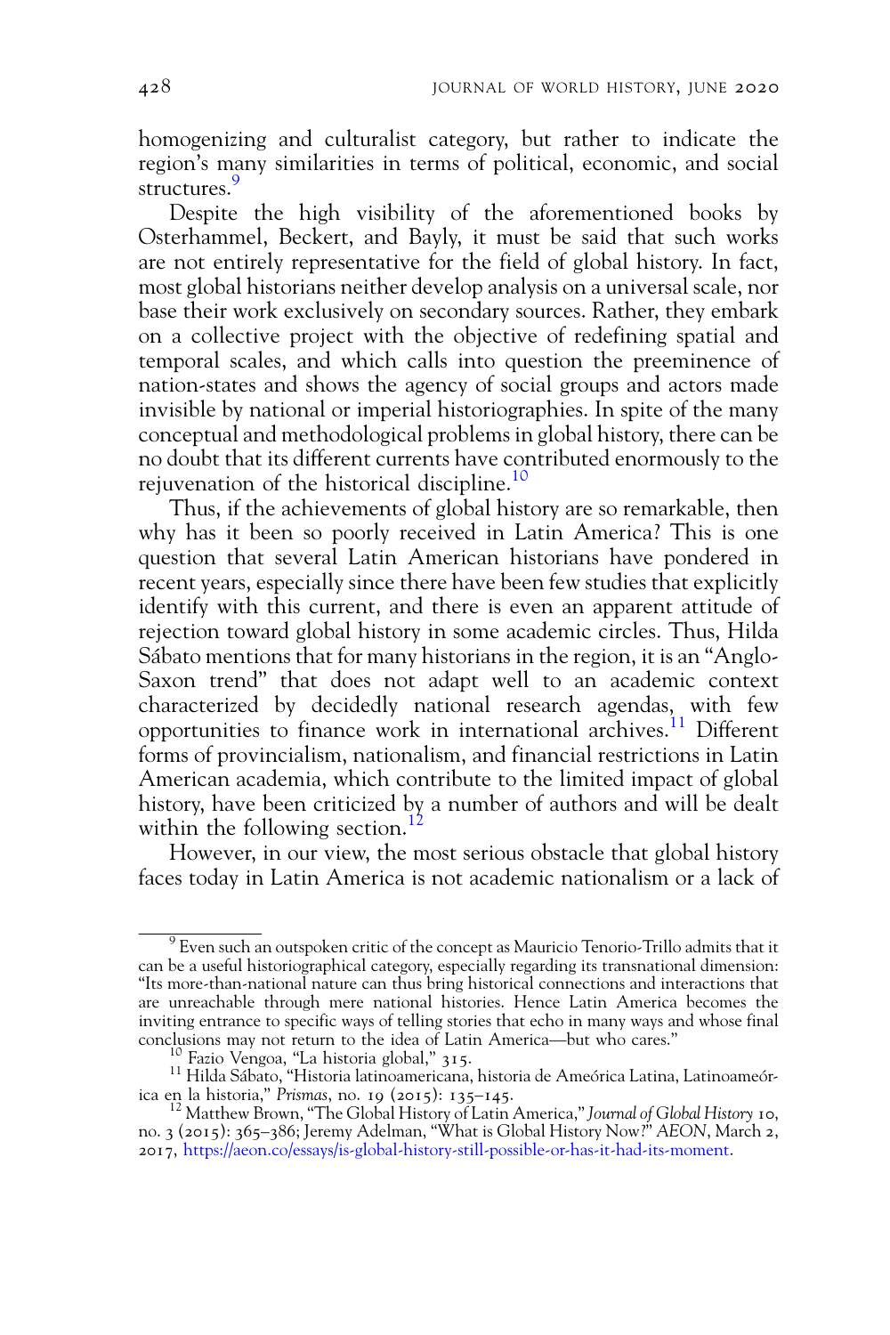homogenizing and culturalist category, but rather to indicate the region's many similarities in terms of political, economic, and social structures.[9]

Despite the high visibility of the aforementioned books by Osterhammel, Beckert, and Bayly, it must be said that such works are not entirely representative for the field of global history. In fact, most global historians neither develop analysis on a universal scale, nor base their work exclusively on secondary sources. Rather, they embark on a collective project with the objective of redefining spatial and temporal scales, and which calls into question the preeminence of nation-states and shows the agency of social groups and actors made invisible by national or imperial historiographies. In spite of the many conceptual and methodological problems in global history, there can be no doubt that its different currents have contributed enormously to the rejuvenation of the historical discipline.[10]

Thus, if the achievements of global history are so remarkable, then why has it been so poorly received in Latin America? This is one question that several Latin American historians have pondered in recent years, especially since there have been few studies that explicitly identify with this current, and there is even an apparent attitude of rejection toward global history in some academic circles. Thus, Hilda Sábato mentions that for many historians in the region, it is an "Anglo-Saxon trend" that does not adapt well to an academic context characterized by decidedly national research agendas, with few opportunities to finance work in international archives.[11] Different forms of provincialism, nationalism, and financial restrictions in Latin American academia, which contribute to the limited impact of global history, have been criticized by a number of authors and will be dealt within the following section.[12]

However, in our view, the most serious obstacle that global history faces today in Latin America is not academic nationalism or a lack of

---

[9] Even such an outspoken critic of the concept as Mauricio Tenorio-Trillo admits that it can be a useful historiographical category, especially regarding its transnational dimension: "Its more-than-national nature can thus bring historical connections and interactions that are unreachable through mere national histories. Hence Latin America becomes the inviting entrance to specific ways of telling stories that echo in many ways and whose final conclusions may not return to the idea of Latin America—but who cares."

[10] Fazio Vengoa, "La historia global," 315.

[11] Hilda Sábato, "Historia latinoamericana, historia de Ameórica Latina, Latinoameórica en la historia," *Prismas*, no. 19 (2015): 135–145.

[12] Matthew Brown, "The Global History of Latin America," *Journal of Global History* 10, no. 3 (2015): 365–386; Jeremy Adelman, "What is Global History Now?" *AEON*, March 2, 2017, https://aeon.co/essays/is-global-history-still-possible-or-has-it-had-its-moment.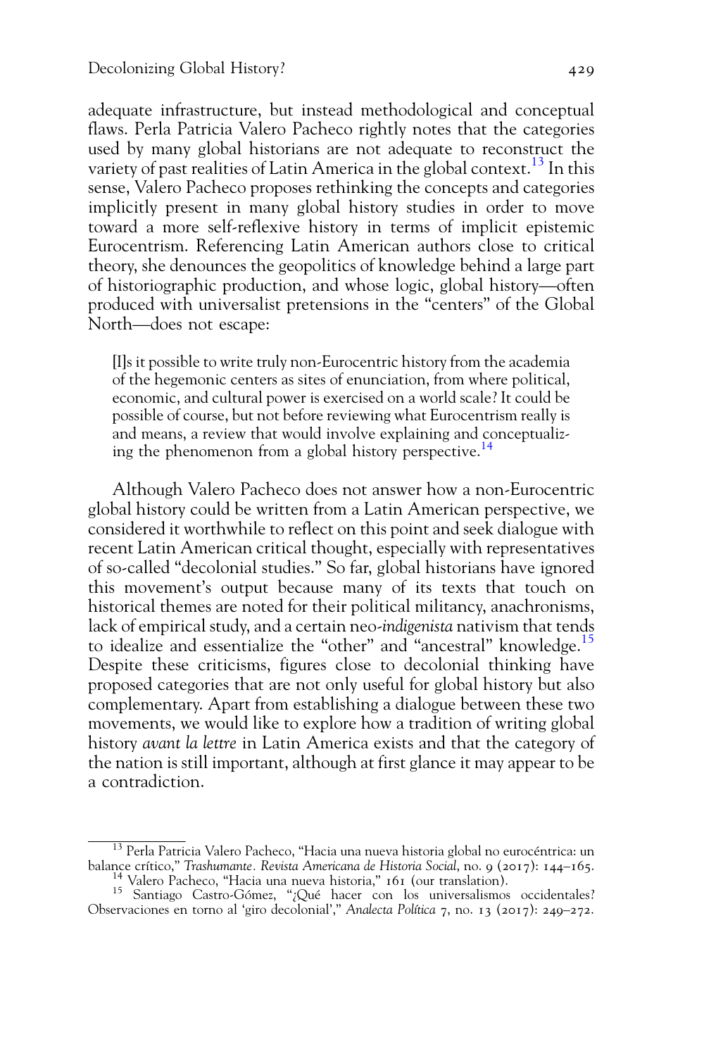adequate infrastructure, but instead methodological and conceptual flaws. Perla Patricia Valero Pacheco rightly notes that the categories used by many global historians are not adequate to reconstruct the variety of past realities of Latin America in the global context.[13] In this sense, Valero Pacheco proposes rethinking the concepts and categories implicitly present in many global history studies in order to move toward a more self-reflexive history in terms of implicit epistemic Eurocentrism. Referencing Latin American authors close to critical theory, she denounces the geopolitics of knowledge behind a large part of historiographic production, and whose logic, global history—often produced with universalist pretensions in the "centers" of the Global North—does not escape:

> [I]s it possible to write truly non-Eurocentric history from the academia of the hegemonic centers as sites of enunciation, from where political, economic, and cultural power is exercised on a world scale? It could be possible of course, but not before reviewing what Eurocentrism really is and means, a review that would involve explaining and conceptualizing the phenomenon from a global history perspective.[14]

Although Valero Pacheco does not answer how a non-Eurocentric global history could be written from a Latin American perspective, we considered it worthwhile to reflect on this point and seek dialogue with recent Latin American critical thought, especially with representatives of so-called "decolonial studies." So far, global historians have ignored this movement's output because many of its texts that touch on historical themes are noted for their political militancy, anachronisms, lack of empirical study, and a certain neo-*indigenista* nativism that tends to idealize and essentialize the "other" and "ancestral" knowledge.[15] Despite these criticisms, figures close to decolonial thinking have proposed categories that are not only useful for global history but also complementary. Apart from establishing a dialogue between these two movements, we would like to explore how a tradition of writing global history *avant la lettre* in Latin America exists and that the category of the nation is still important, although at first glance it may appear to be a contradiction.

---

[13] Perla Patricia Valero Pacheco, "Hacia una nueva historia global no eurocéntrica: un balance crítico," *Trashumante. Revista Americana de Historia Social*, no. 9 (2017): 144–165.

[14] Valero Pacheco, "Hacia una nueva historia," 161 (our translation).

[15] Santiago Castro-Gómez, "¿Qué hacer con los universalismos occidentales? Observaciones en torno al 'giro decolonial'," *Analecta Política* 7, no. 13 (2017): 249–272.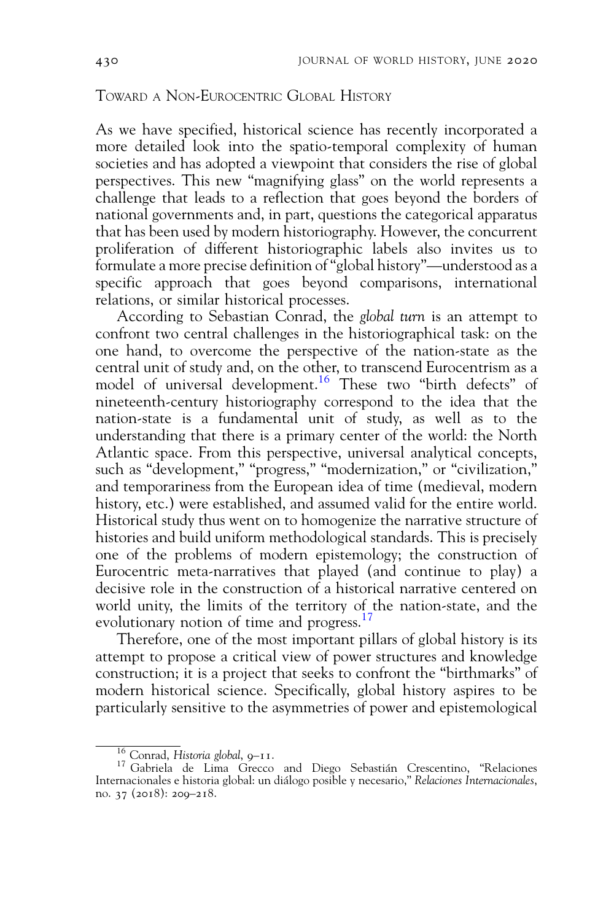## Toward a Non-Eurocentric Global History

As we have specified, historical science has recently incorporated a more detailed look into the spatio-temporal complexity of human societies and has adopted a viewpoint that considers the rise of global perspectives. This new "magnifying glass" on the world represents a challenge that leads to a reflection that goes beyond the borders of national governments and, in part, questions the categorical apparatus that has been used by modern historiography. However, the concurrent proliferation of different historiographic labels also invites us to formulate a more precise definition of "global history"—understood as a specific approach that goes beyond comparisons, international relations, or similar historical processes.

According to Sebastian Conrad, the *global turn* is an attempt to confront two central challenges in the historiographical task: on the one hand, to overcome the perspective of the nation-state as the central unit of study and, on the other, to transcend Eurocentrism as a model of universal development.[16] These two "birth defects" of nineteenth-century historiography correspond to the idea that the nation-state is a fundamental unit of study, as well as to the understanding that there is a primary center of the world: the North Atlantic space. From this perspective, universal analytical concepts, such as "development," "progress," "modernization," or "civilization," and temporariness from the European idea of time (medieval, modern history, etc.) were established, and assumed valid for the entire world. Historical study thus went on to homogenize the narrative structure of histories and build uniform methodological standards. This is precisely one of the problems of modern epistemology; the construction of Eurocentric meta-narratives that played (and continue to play) a decisive role in the construction of a historical narrative centered on world unity, the limits of the territory of the nation-state, and the evolutionary notion of time and progress.[17]

Therefore, one of the most important pillars of global history is its attempt to propose a critical view of power structures and knowledge construction; it is a project that seeks to confront the "birthmarks" of modern historical science. Specifically, global history aspires to be particularly sensitive to the asymmetries of power and epistemological

---

[16] Conrad, *Historia global*, 9–11.

[17] Gabriela de Lima Grecco and Diego Sebastián Crescentino, "Relaciones Internacionales e historia global: un diálogo posible y necesario," *Relaciones Internacionales*, no. 37 (2018): 209–218.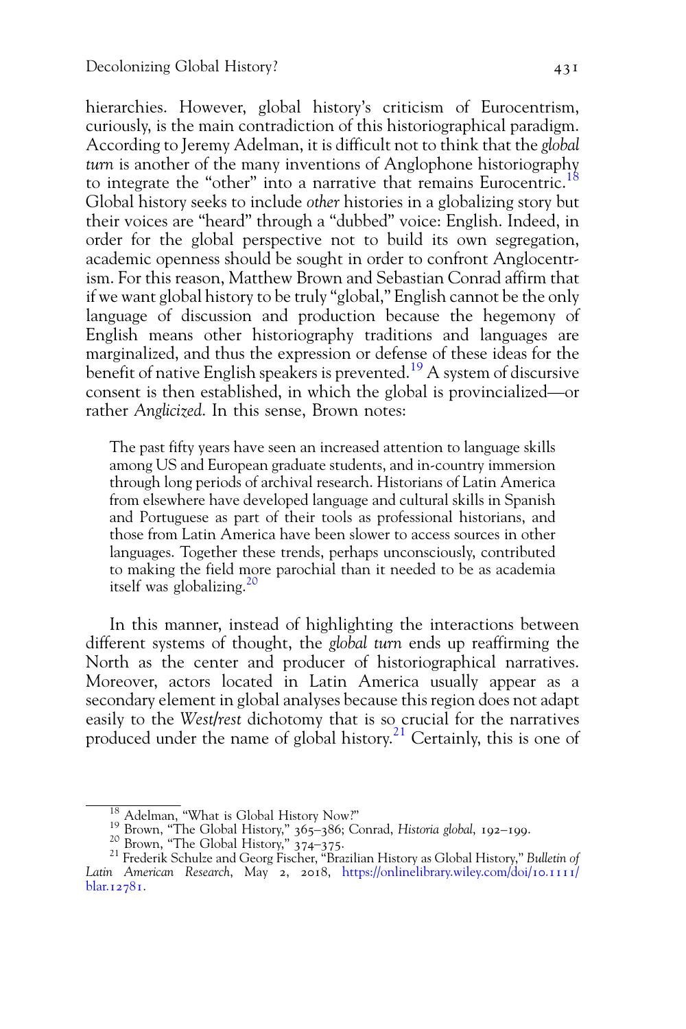hierarchies. However, global history's criticism of Eurocentrism, curiously, is the main contradiction of this historiographical paradigm. According to Jeremy Adelman, it is difficult not to think that the *global turn* is another of the many inventions of Anglophone historiography to integrate the "other" into a narrative that remains Eurocentric.[18] Global history seeks to include *other* histories in a globalizing story but their voices are "heard" through a "dubbed" voice: English. Indeed, in order for the global perspective not to build its own segregation, academic openness should be sought in order to confront Anglocentrism. For this reason, Matthew Brown and Sebastian Conrad affirm that if we want global history to be truly "global," English cannot be the only language of discussion and production because the hegemony of English means other historiography traditions and languages are marginalized, and thus the expression or defense of these ideas for the benefit of native English speakers is prevented.[19] A system of discursive consent is then established, in which the global is provincialized—or rather *Anglicized*. In this sense, Brown notes:

> The past fifty years have seen an increased attention to language skills among US and European graduate students, and in-country immersion through long periods of archival research. Historians of Latin America from elsewhere have developed language and cultural skills in Spanish and Portuguese as part of their tools as professional historians, and those from Latin America have been slower to access sources in other languages. Together these trends, perhaps unconsciously, contributed to making the field more parochial than it needed to be as academia itself was globalizing.[20]

In this manner, instead of highlighting the interactions between different systems of thought, the *global turn* ends up reaffirming the North as the center and producer of historiographical narratives. Moreover, actors located in Latin America usually appear as a secondary element in global analyses because this region does not adapt easily to the *West/rest* dichotomy that is so crucial for the narratives produced under the name of global history.[21] Certainly, this is one of

---

[18] Adelman, "What is Global History Now?"

[19] Brown, "The Global History," 365–386; Conrad, *Historia global*, 192–199.

[20] Brown, "The Global History," 374–375.

[21] Frederik Schulze and Georg Fischer, "Brazilian History as Global History," *Bulletin of Latin American Research*, May 2, 2018, https://onlinelibrary.wiley.com/doi/10.1111/blar.12781.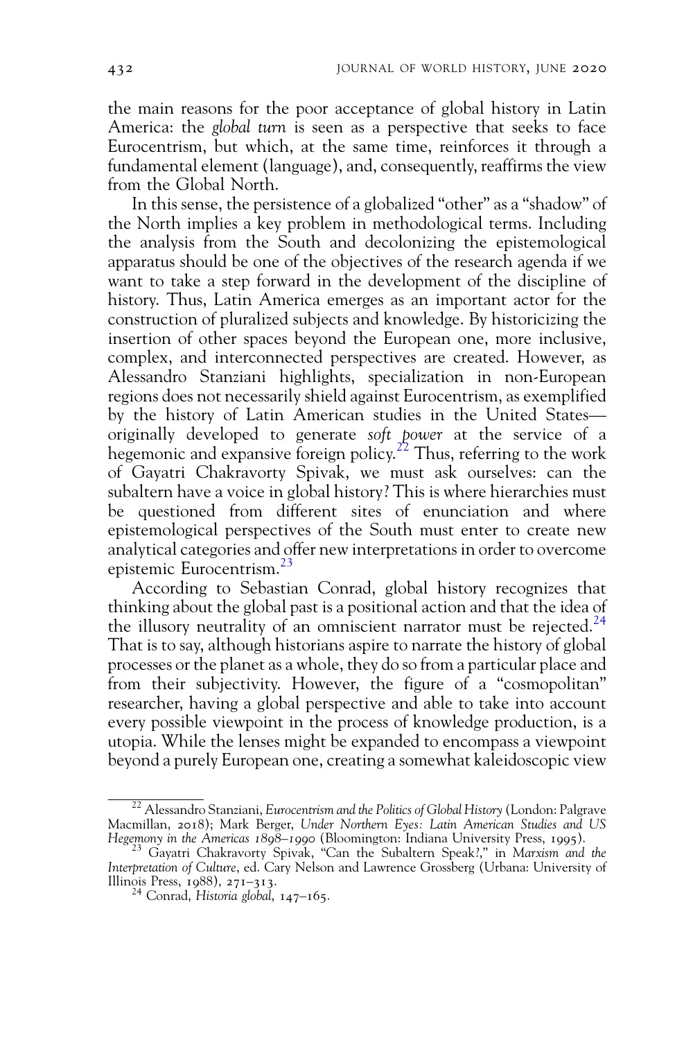the main reasons for the poor acceptance of global history in Latin America: the *global turn* is seen as a perspective that seeks to face Eurocentrism, but which, at the same time, reinforces it through a fundamental element (language), and, consequently, reaffirms the view from the Global North.

In this sense, the persistence of a globalized "other" as a "shadow" of the North implies a key problem in methodological terms. Including the analysis from the South and decolonizing the epistemological apparatus should be one of the objectives of the research agenda if we want to take a step forward in the development of the discipline of history. Thus, Latin America emerges as an important actor for the construction of pluralized subjects and knowledge. By historicizing the insertion of other spaces beyond the European one, more inclusive, complex, and interconnected perspectives are created. However, as Alessandro Stanziani highlights, specialization in non-European regions does not necessarily shield against Eurocentrism, as exemplified by the history of Latin American studies in the United States—originally developed to generate *soft power* at the service of a hegemonic and expansive foreign policy.[22] Thus, referring to the work of Gayatri Chakravorty Spivak, we must ask ourselves: can the subaltern have a voice in global history? This is where hierarchies must be questioned from different sites of enunciation and where epistemological perspectives of the South must enter to create new analytical categories and offer new interpretations in order to overcome epistemic Eurocentrism.[23]

According to Sebastian Conrad, global history recognizes that thinking about the global past is a positional action and that the idea of the illusory neutrality of an omniscient narrator must be rejected.[24] That is to say, although historians aspire to narrate the history of global processes or the planet as a whole, they do so from a particular place and from their subjectivity. However, the figure of a "cosmopolitan" researcher, having a global perspective and able to take into account every possible viewpoint in the process of knowledge production, is a utopia. While the lenses might be expanded to encompass a viewpoint beyond a purely European one, creating a somewhat kaleidoscopic view

---

[22] Alessandro Stanziani, *Eurocentrism and the Politics of Global History* (London: Palgrave Macmillan, 2018); Mark Berger, *Under Northern Eyes: Latin American Studies and US Hegemony in the Americas 1898–1990* (Bloomington: Indiana University Press, 1995).

[23] Gayatri Chakravorty Spivak, "Can the Subaltern Speak?," in *Marxism and the Interpretation of Culture*, ed. Cary Nelson and Lawrence Grossberg (Urbana: University of Illinois Press, 1988), 271–313.

[24] Conrad, *Historia global*, 147–165.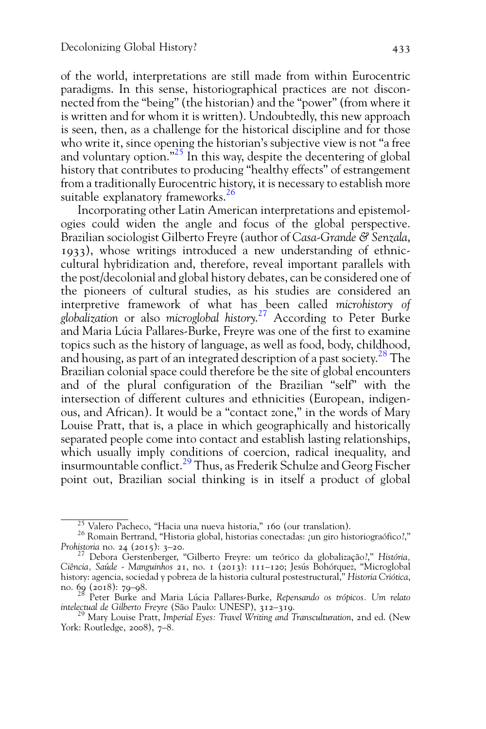of the world, interpretations are still made from within Eurocentric paradigms. In this sense, historiographical practices are not disconnected from the "being" (the historian) and the "power" (from where it is written and for whom it is written). Undoubtedly, this new approach is seen, then, as a challenge for the historical discipline and for those who write it, since opening the historian's subjective view is not "a free and voluntary option."[25] In this way, despite the decentering of global history that contributes to producing "healthy effects" of estrangement from a traditionally Eurocentric history, it is necessary to establish more suitable explanatory frameworks.[26]

Incorporating other Latin American interpretations and epistemologies could widen the angle and focus of the global perspective. Brazilian sociologist Gilberto Freyre (author of *Casa-Grande & Senzala*, 1933), whose writings introduced a new understanding of ethnic-cultural hybridization and, therefore, reveal important parallels with the post/decolonial and global history debates, can be considered one of the pioneers of cultural studies, as his studies are considered an interpretive framework of what has been called *microhistory of globalization* or also *microglobal history*.[27] According to Peter Burke and Maria Lúcia Pallares-Burke, Freyre was one of the first to examine topics such as the history of language, as well as food, body, childhood, and housing, as part of an integrated description of a past society.[28] The Brazilian colonial space could therefore be the site of global encounters and of the plural configuration of the Brazilian "self" with the intersection of different cultures and ethnicities (European, indigenous, and African). It would be a "contact zone," in the words of Mary Louise Pratt, that is, a place in which geographically and historically separated people come into contact and establish lasting relationships, which usually imply conditions of coercion, radical inequality, and insurmountable conflict.[29] Thus, as Frederik Schulze and Georg Fischer point out, Brazilian social thinking is in itself a product of global

---

[25] Valero Pacheco, "Hacia una nueva historia," 160 (our translation).

[26] Romain Bertrand, "Historia global, historias conectadas: ¿un giro historiograófico?," *Prohistoria* no. 24 (2015): 3–20.

[27] Debora Gerstenberger, "Gilberto Freyre: um teórico da globalização?," *História, Ciência, Saúde - Manguinhos* 21, no. 1 (2013): 111–120; Jesús Bohórquez, "Microglobal history: agencia, sociedad y pobreza de la historia cultural postestructural," *Historia Criótica*, no. 69 (2018): 79–98.

[28] Peter Burke and Maria Lúcia Pallares-Burke, *Repensando os trópicos. Um relato intelectual de Gilberto Freyre* (São Paulo: UNESP), 312–319.

[29] Mary Louise Pratt, *Imperial Eyes: Travel Writing and Transculturation*, 2nd ed. (New York: Routledge, 2008), 7–8.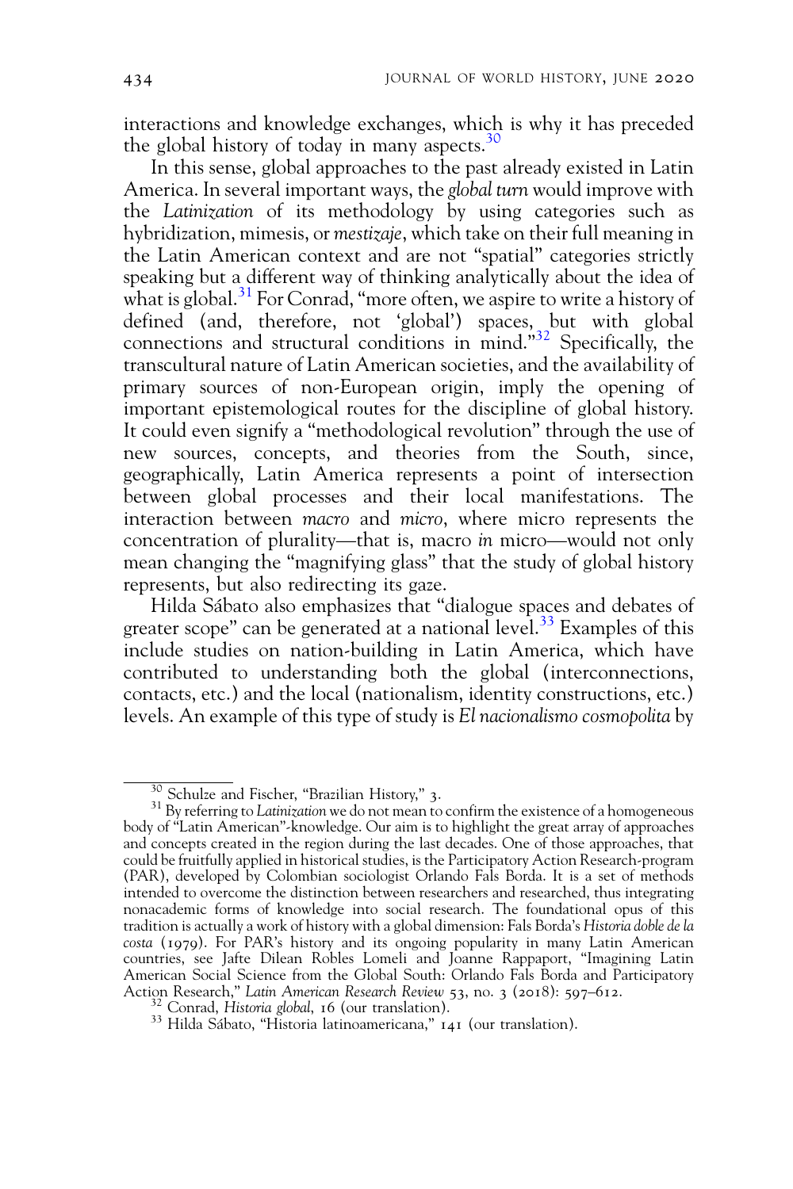interactions and knowledge exchanges, which is why it has preceded the global history of today in many aspects.[30]

In this sense, global approaches to the past already existed in Latin America. In several important ways, the *global turn* would improve with the *Latinization* of its methodology by using categories such as hybridization, mimesis, or *mestizaje*, which take on their full meaning in the Latin American context and are not "spatial" categories strictly speaking but a different way of thinking analytically about the idea of what is global.[31] For Conrad, "more often, we aspire to write a history of defined (and, therefore, not 'global') spaces, but with global connections and structural conditions in mind."[32] Specifically, the transcultural nature of Latin American societies, and the availability of primary sources of non-European origin, imply the opening of important epistemological routes for the discipline of global history. It could even signify a "methodological revolution" through the use of new sources, concepts, and theories from the South, since, geographically, Latin America represents a point of intersection between global processes and their local manifestations. The interaction between *macro* and *micro*, where micro represents the concentration of plurality—that is, macro *in* micro—would not only mean changing the "magnifying glass" that the study of global history represents, but also redirecting its gaze.

Hilda Sábato also emphasizes that "dialogue spaces and debates of greater scope" can be generated at a national level.[33] Examples of this include studies on nation-building in Latin America, which have contributed to understanding both the global (interconnections, contacts, etc.) and the local (nationalism, identity constructions, etc.) levels. An example of this type of study is *El nacionalismo cosmopolita* by

---

[30] Schulze and Fischer, "Brazilian History," 3.

[31] By referring to *Latinization* we do not mean to confirm the existence of a homogeneous body of "Latin American"-knowledge. Our aim is to highlight the great array of approaches and concepts created in the region during the last decades. One of those approaches, that could be fruitfully applied in historical studies, is the Participatory Action Research-program (PAR), developed by Colombian sociologist Orlando Fals Borda. It is a set of methods intended to overcome the distinction between researchers and researched, thus integrating nonacademic forms of knowledge into social research. The foundational opus of this tradition is actually a work of history with a global dimension: Fals Borda's *Historia doble de la costa* (1979). For PAR's history and its ongoing popularity in many Latin American countries, see Jafte Dilean Robles Lomeli and Joanne Rappaport, "Imagining Latin American Social Science from the Global South: Orlando Fals Borda and Participatory Action Research," *Latin American Research Review* 53, no. 3 (2018): 597–612.

[32] Conrad, *Historia global*, 16 (our translation).

[33] Hilda Sábato, "Historia latinoamericana," 141 (our translation).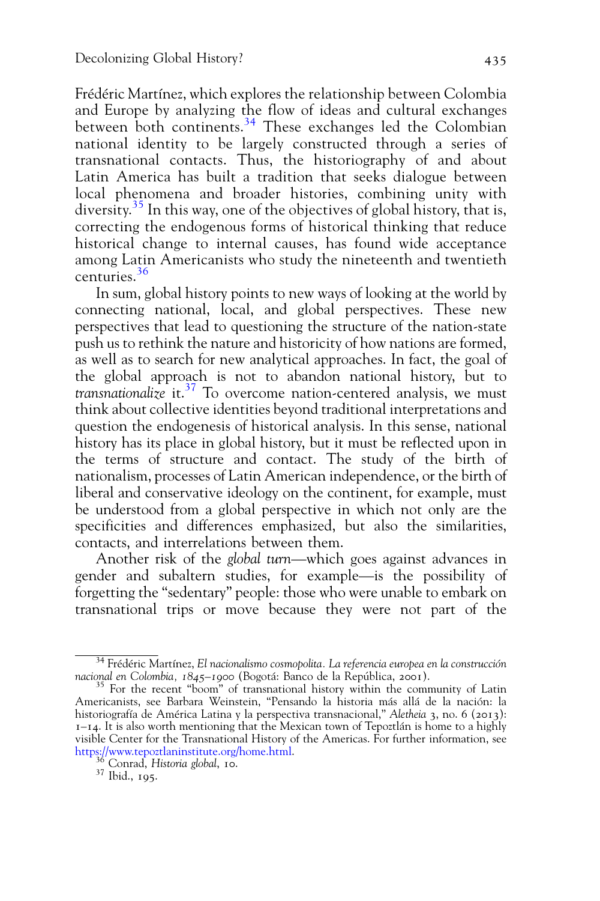Frédéric Martínez, which explores the relationship between Colombia and Europe by analyzing the flow of ideas and cultural exchanges between both continents.[34] These exchanges led the Colombian national identity to be largely constructed through a series of transnational contacts. Thus, the historiography of and about Latin America has built a tradition that seeks dialogue between local phenomena and broader histories, combining unity with diversity.[35] In this way, one of the objectives of global history, that is, correcting the endogenous forms of historical thinking that reduce historical change to internal causes, has found wide acceptance among Latin Americanists who study the nineteenth and twentieth centuries.[36]

In sum, global history points to new ways of looking at the world by connecting national, local, and global perspectives. These new perspectives that lead to questioning the structure of the nation-state push us to rethink the nature and historicity of how nations are formed, as well as to search for new analytical approaches. In fact, the goal of the global approach is not to abandon national history, but to *transnationalize* it.[37] To overcome nation-centered analysis, we must think about collective identities beyond traditional interpretations and question the endogenesis of historical analysis. In this sense, national history has its place in global history, but it must be reflected upon in the terms of structure and contact. The study of the birth of nationalism, processes of Latin American independence, or the birth of liberal and conservative ideology on the continent, for example, must be understood from a global perspective in which not only are the specificities and differences emphasized, but also the similarities, contacts, and interrelations between them.

Another risk of the *global turn*—which goes against advances in gender and subaltern studies, for example—is the possibility of forgetting the "sedentary" people: those who were unable to embark on transnational trips or move because they were not part of the

---

[34] Frédéric Martínez, *El nacionalismo cosmopolita. La referencia europea en la construcción nacional en Colombia, 1845–1900* (Bogotá: Banco de la República, 2001).

[35] For the recent "boom" of transnational history within the community of Latin Americanists, see Barbara Weinstein, "Pensando la historia más allá de la nación: la historiografía de América Latina y la perspectiva transnacional," *Aletheia* 3, no. 6 (2013): 1–14. It is also worth mentioning that the Mexican town of Tepoztlán is home to a highly visible Center for the Transnational History of the Americas. For further information, see https://www.tepoztlaninstitute.org/home.html.

[36] Conrad, *Historia global*, 10.

[37] Ibid., 195.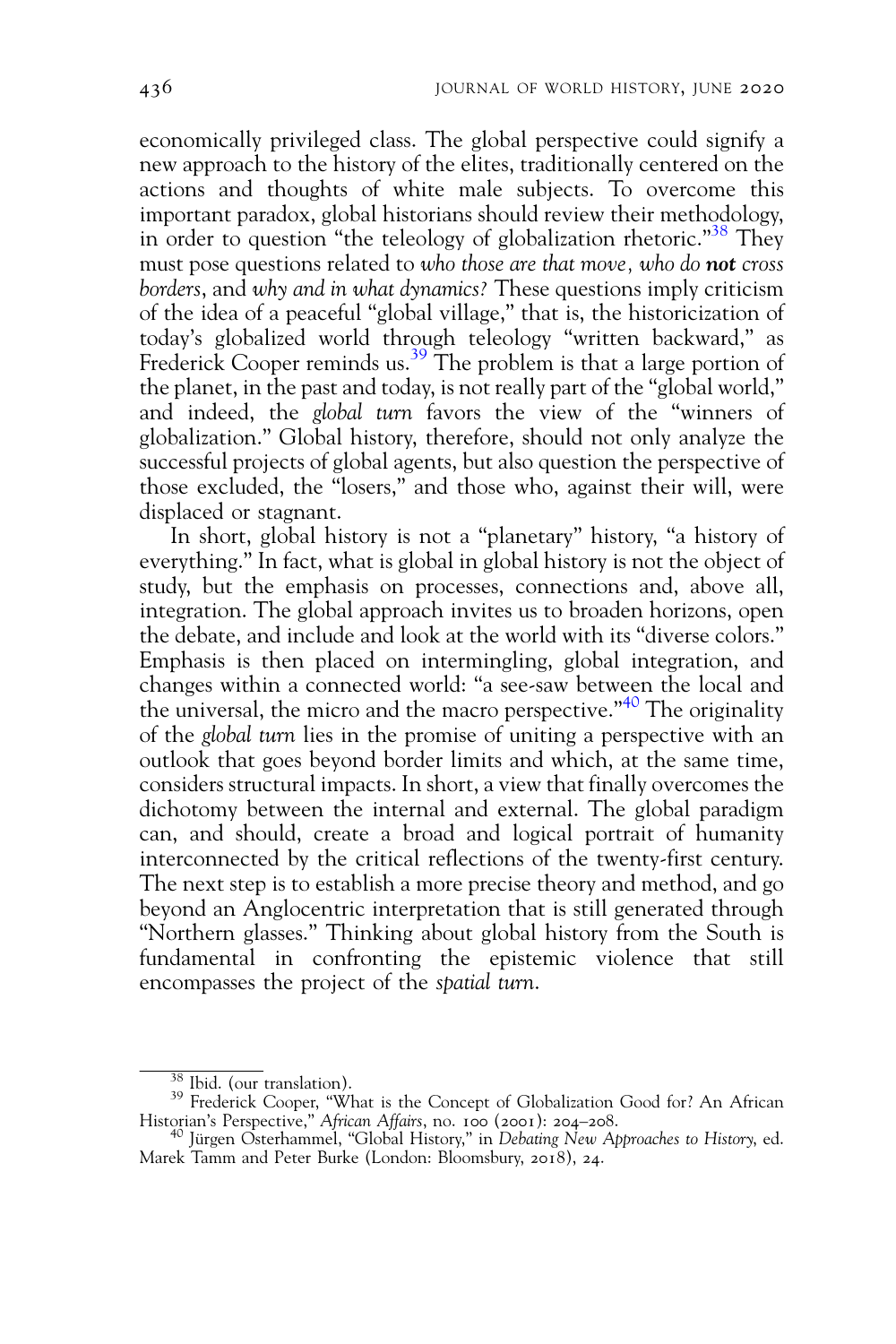economically privileged class. The global perspective could signify a new approach to the history of the elites, traditionally centered on the actions and thoughts of white male subjects. To overcome this important paradox, global historians should review their methodology, in order to question "the teleology of globalization rhetoric."[38] They must pose questions related to *who those are that move, who do **not** cross borders*, and *why and in what dynamics?* These questions imply criticism of the idea of a peaceful "global village," that is, the historicization of today's globalized world through teleology "written backward," as Frederick Cooper reminds us.[39] The problem is that a large portion of the planet, in the past and today, is not really part of the "global world," and indeed, the *global turn* favors the view of the "winners of globalization." Global history, therefore, should not only analyze the successful projects of global agents, but also question the perspective of those excluded, the "losers," and those who, against their will, were displaced or stagnant.

In short, global history is not a "planetary" history, "a history of everything." In fact, what is global in global history is not the object of study, but the emphasis on processes, connections and, above all, integration. The global approach invites us to broaden horizons, open the debate, and include and look at the world with its "diverse colors." Emphasis is then placed on intermingling, global integration, and changes within a connected world: "a see-saw between the local and the universal, the micro and the macro perspective."[40] The originality of the *global turn* lies in the promise of uniting a perspective with an outlook that goes beyond border limits and which, at the same time, considers structural impacts. In short, a view that finally overcomes the dichotomy between the internal and external. The global paradigm can, and should, create a broad and logical portrait of humanity interconnected by the critical reflections of the twenty-first century. The next step is to establish a more precise theory and method, and go beyond an Anglocentric interpretation that is still generated through "Northern glasses." Thinking about global history from the South is fundamental in confronting the epistemic violence that still encompasses the project of the *spatial turn*.

[38] Ibid. (our translation).

[39] Frederick Cooper, "What is the Concept of Globalization Good for? An African Historian's Perspective," *African Affairs*, no. 100 (2001): 204–208.

[40] Jürgen Osterhammel, "Global History," in *Debating New Approaches to History*, ed. Marek Tamm and Peter Burke (London: Bloomsbury, 2018), 24.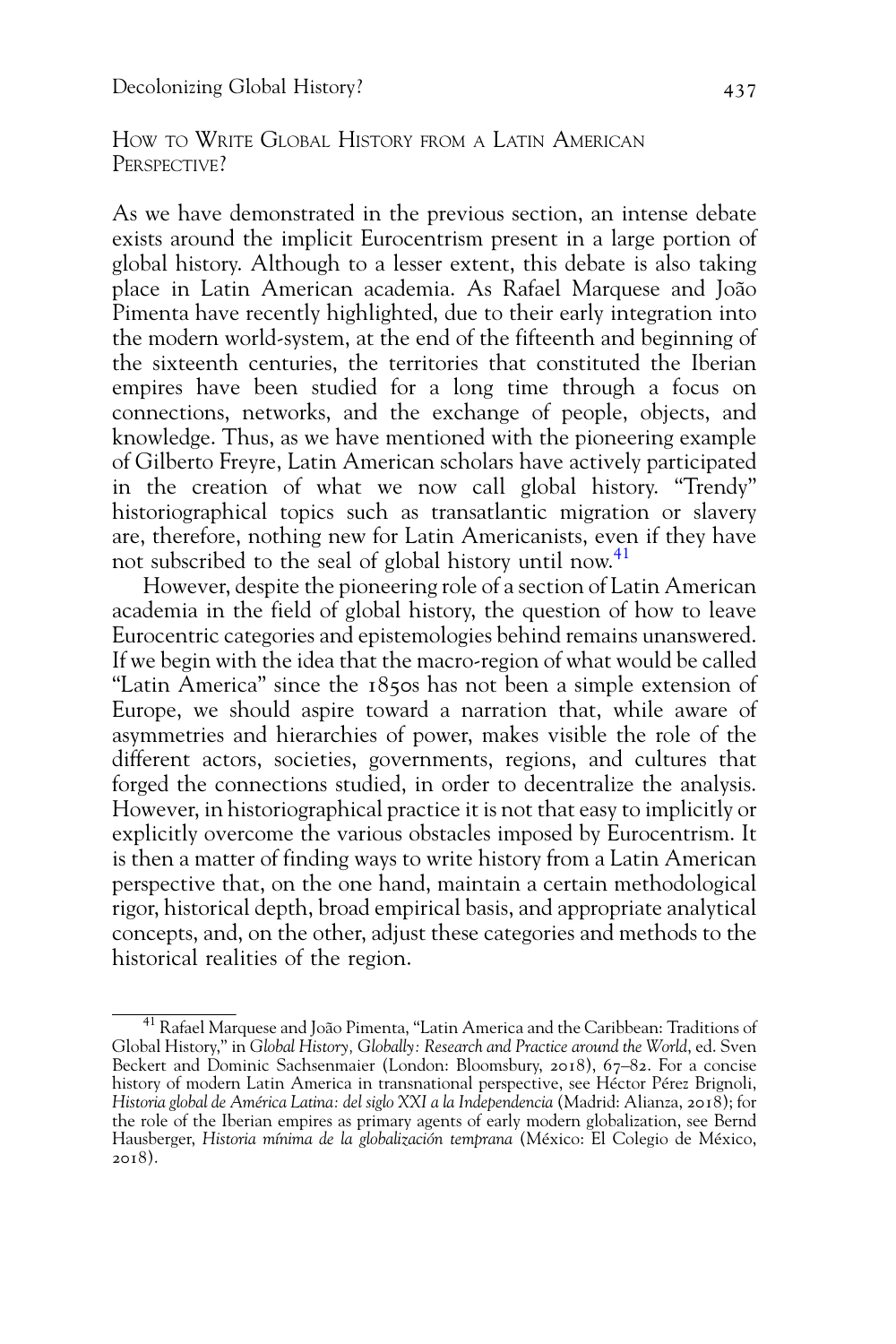## How to Write Global History from a Latin American Perspective?

As we have demonstrated in the previous section, an intense debate exists around the implicit Eurocentrism present in a large portion of global history. Although to a lesser extent, this debate is also taking place in Latin American academia. As Rafael Marquese and João Pimenta have recently highlighted, due to their early integration into the modern world-system, at the end of the fifteenth and beginning of the sixteenth centuries, the territories that constituted the Iberian empires have been studied for a long time through a focus on connections, networks, and the exchange of people, objects, and knowledge. Thus, as we have mentioned with the pioneering example of Gilberto Freyre, Latin American scholars have actively participated in the creation of what we now call global history. "Trendy" historiographical topics such as transatlantic migration or slavery are, therefore, nothing new for Latin Americanists, even if they have not subscribed to the seal of global history until now.[41]

However, despite the pioneering role of a section of Latin American academia in the field of global history, the question of how to leave Eurocentric categories and epistemologies behind remains unanswered. If we begin with the idea that the macro-region of what would be called "Latin America" since the 1850s has not been a simple extension of Europe, we should aspire toward a narration that, while aware of asymmetries and hierarchies of power, makes visible the role of the different actors, societies, governments, regions, and cultures that forged the connections studied, in order to decentralize the analysis. However, in historiographical practice it is not that easy to implicitly or explicitly overcome the various obstacles imposed by Eurocentrism. It is then a matter of finding ways to write history from a Latin American perspective that, on the one hand, maintain a certain methodological rigor, historical depth, broad empirical basis, and appropriate analytical concepts, and, on the other, adjust these categories and methods to the historical realities of the region.

[41] Rafael Marquese and João Pimenta, "Latin America and the Caribbean: Traditions of Global History," in *Global History, Globally: Research and Practice around the World*, ed. Sven Beckert and Dominic Sachsenmaier (London: Bloomsbury, 2018), 67–82. For a concise history of modern Latin America in transnational perspective, see Héctor Pérez Brignoli, *Historia global de América Latina: del siglo XXI a la Independencia* (Madrid: Alianza, 2018); for the role of the Iberian empires as primary agents of early modern globalization, see Bernd Hausberger, *Historia mínima de la globalización temprana* (México: El Colegio de México, 2018).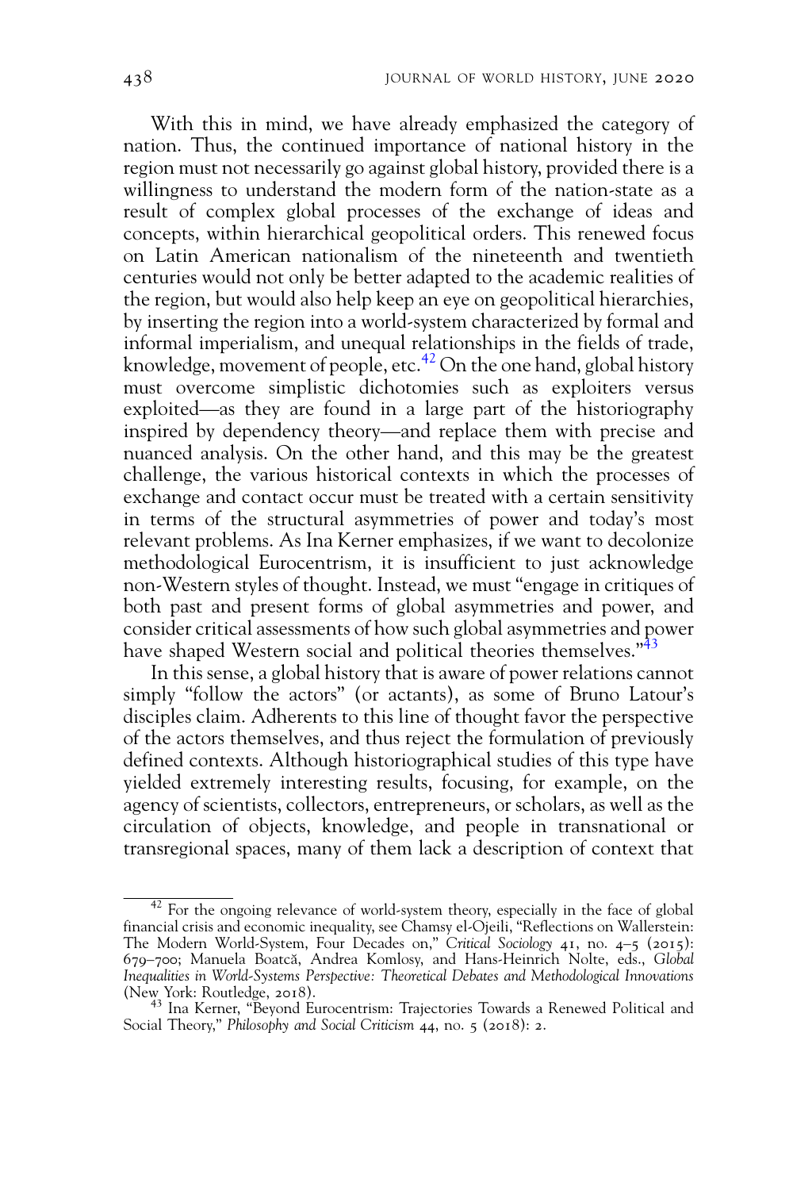With this in mind, we have already emphasized the category of nation. Thus, the continued importance of national history in the region must not necessarily go against global history, provided there is a willingness to understand the modern form of the nation-state as a result of complex global processes of the exchange of ideas and concepts, within hierarchical geopolitical orders. This renewed focus on Latin American nationalism of the nineteenth and twentieth centuries would not only be better adapted to the academic realities of the region, but would also help keep an eye on geopolitical hierarchies, by inserting the region into a world-system characterized by formal and informal imperialism, and unequal relationships in the fields of trade, knowledge, movement of people, etc.[42] On the one hand, global history must overcome simplistic dichotomies such as exploiters versus exploited—as they are found in a large part of the historiography inspired by dependency theory—and replace them with precise and nuanced analysis. On the other hand, and this may be the greatest challenge, the various historical contexts in which the processes of exchange and contact occur must be treated with a certain sensitivity in terms of the structural asymmetries of power and today's most relevant problems. As Ina Kerner emphasizes, if we want to decolonize methodological Eurocentrism, it is insufficient to just acknowledge non-Western styles of thought. Instead, we must "engage in critiques of both past and present forms of global asymmetries and power, and consider critical assessments of how such global asymmetries and power have shaped Western social and political theories themselves."[43]

In this sense, a global history that is aware of power relations cannot simply "follow the actors" (or actants), as some of Bruno Latour's disciples claim. Adherents to this line of thought favor the perspective of the actors themselves, and thus reject the formulation of previously defined contexts. Although historiographical studies of this type have yielded extremely interesting results, focusing, for example, on the agency of scientists, collectors, entrepreneurs, or scholars, as well as the circulation of objects, knowledge, and people in transnational or transregional spaces, many of them lack a description of context that

---

[42] For the ongoing relevance of world-system theory, especially in the face of global financial crisis and economic inequality, see Chamsy el-Ojeili, "Reflections on Wallerstein: The Modern World-System, Four Decades on," *Critical Sociology* 41, no. 4–5 (2015): 679–700; Manuela Boatcă, Andrea Komlosy, and Hans-Heinrich Nolte, eds., *Global Inequalities in World-Systems Perspective: Theoretical Debates and Methodological Innovations* (New York: Routledge, 2018).

[43] Ina Kerner, "Beyond Eurocentrism: Trajectories Towards a Renewed Political and Social Theory," *Philosophy and Social Criticism* 44, no. 5 (2018): 2.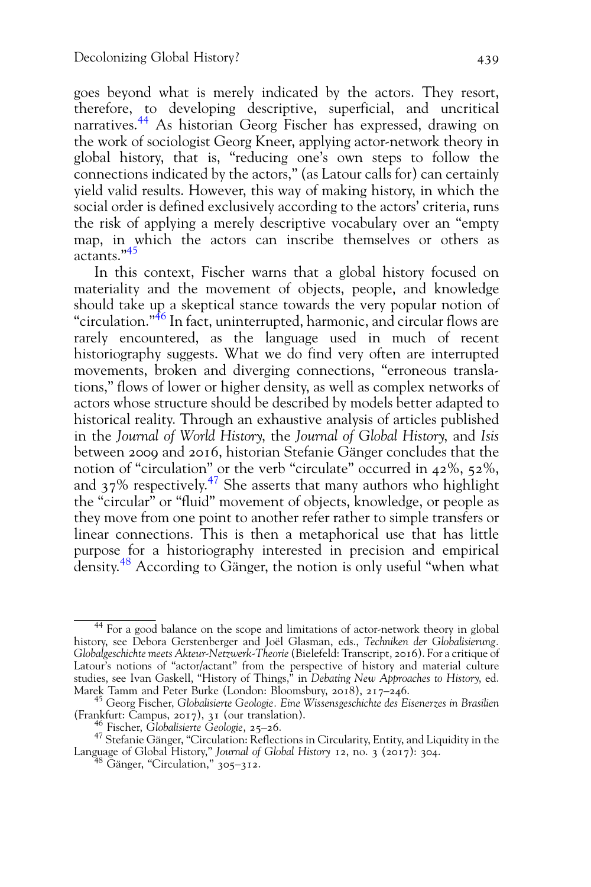goes beyond what is merely indicated by the actors. They resort, therefore, to developing descriptive, superficial, and uncritical narratives.[44] As historian Georg Fischer has expressed, drawing on the work of sociologist Georg Kneer, applying actor-network theory in global history, that is, "reducing one's own steps to follow the connections indicated by the actors," (as Latour calls for) can certainly yield valid results. However, this way of making history, in which the social order is defined exclusively according to the actors' criteria, runs the risk of applying a merely descriptive vocabulary over an "empty map, in which the actors can inscribe themselves or others as actants."[45]

In this context, Fischer warns that a global history focused on materiality and the movement of objects, people, and knowledge should take up a skeptical stance towards the very popular notion of "circulation."[46] In fact, uninterrupted, harmonic, and circular flows are rarely encountered, as the language used in much of recent historiography suggests. What we do find very often are interrupted movements, broken and diverging connections, "erroneous translations," flows of lower or higher density, as well as complex networks of actors whose structure should be described by models better adapted to historical reality. Through an exhaustive analysis of articles published in the *Journal of World History*, the *Journal of Global History*, and *Isis* between 2009 and 2016, historian Stefanie Gänger concludes that the notion of "circulation" or the verb "circulate" occurred in 42%, 52%, and 37% respectively.[47] She asserts that many authors who highlight the "circular" or "fluid" movement of objects, knowledge, or people as they move from one point to another refer rather to simple transfers or linear connections. This is then a metaphorical use that has little purpose for a historiography interested in precision and empirical density.[48] According to Gänger, the notion is only useful "when what

---

[44] For a good balance on the scope and limitations of actor-network theory in global history, see Debora Gerstenberger and Joël Glasman, eds., *Techniken der Globalisierung. Globalgeschichte meets Akteur-Netzwerk-Theorie* (Bielefeld: Transcript, 2016). For a critique of Latour's notions of "actor/actant" from the perspective of history and material culture studies, see Ivan Gaskell, "History of Things," in *Debating New Approaches to History*, ed. Marek Tamm and Peter Burke (London: Bloomsbury, 2018), 217–246.

[45] Georg Fischer, *Globalisierte Geologie. Eine Wissensgeschichte des Eisenerzes in Brasilien* (Frankfurt: Campus, 2017), 31 (our translation).

[46] Fischer, *Globalisierte Geologie*, 25–26.

[47] Stefanie Gänger, "Circulation: Reflections in Circularity, Entity, and Liquidity in the Language of Global History," *Journal of Global History* 12, no. 3 (2017): 304.

[48] Gänger, "Circulation," 305–312.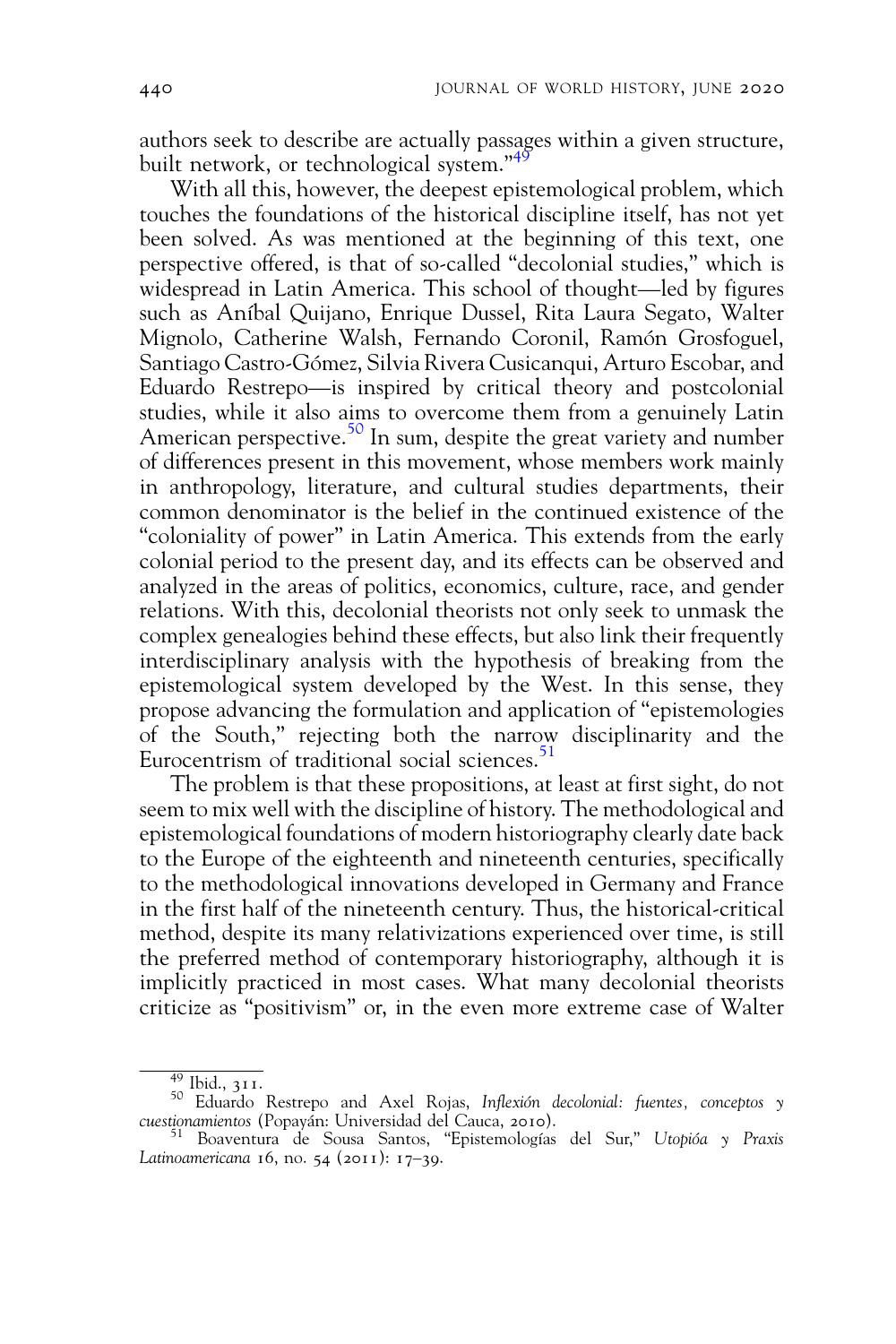authors seek to describe are actually passages within a given structure, built network, or technological system."[49]

With all this, however, the deepest epistemological problem, which touches the foundations of the historical discipline itself, has not yet been solved. As was mentioned at the beginning of this text, one perspective offered, is that of so-called "decolonial studies," which is widespread in Latin America. This school of thought—led by figures such as Aníbal Quijano, Enrique Dussel, Rita Laura Segato, Walter Mignolo, Catherine Walsh, Fernando Coronil, Ramón Grosfoguel, Santiago Castro-Gómez, Silvia Rivera Cusicanqui, Arturo Escobar, and Eduardo Restrepo—is inspired by critical theory and postcolonial studies, while it also aims to overcome them from a genuinely Latin American perspective.[50] In sum, despite the great variety and number of differences present in this movement, whose members work mainly in anthropology, literature, and cultural studies departments, their common denominator is the belief in the continued existence of the "coloniality of power" in Latin America. This extends from the early colonial period to the present day, and its effects can be observed and analyzed in the areas of politics, economics, culture, race, and gender relations. With this, decolonial theorists not only seek to unmask the complex genealogies behind these effects, but also link their frequently interdisciplinary analysis with the hypothesis of breaking from the epistemological system developed by the West. In this sense, they propose advancing the formulation and application of "epistemologies of the South," rejecting both the narrow disciplinarity and the Eurocentrism of traditional social sciences.[51]

The problem is that these propositions, at least at first sight, do not seem to mix well with the discipline of history. The methodological and epistemological foundations of modern historiography clearly date back to the Europe of the eighteenth and nineteenth centuries, specifically to the methodological innovations developed in Germany and France in the first half of the nineteenth century. Thus, the historical-critical method, despite its many relativizations experienced over time, is still the preferred method of contemporary historiography, although it is implicitly practiced in most cases. What many decolonial theorists criticize as "positivism" or, in the even more extreme case of Walter

---

[49] Ibid., 311.

[50] Eduardo Restrepo and Axel Rojas, *Inflexión decolonial: fuentes, conceptos y cuestionamientos* (Popayán: Universidad del Cauca, 2010).

[51] Boaventura de Sousa Santos, "Epistemologías del Sur," *Utopióa y Praxis Latinoamericana* 16, no. 54 (2011): 17–39.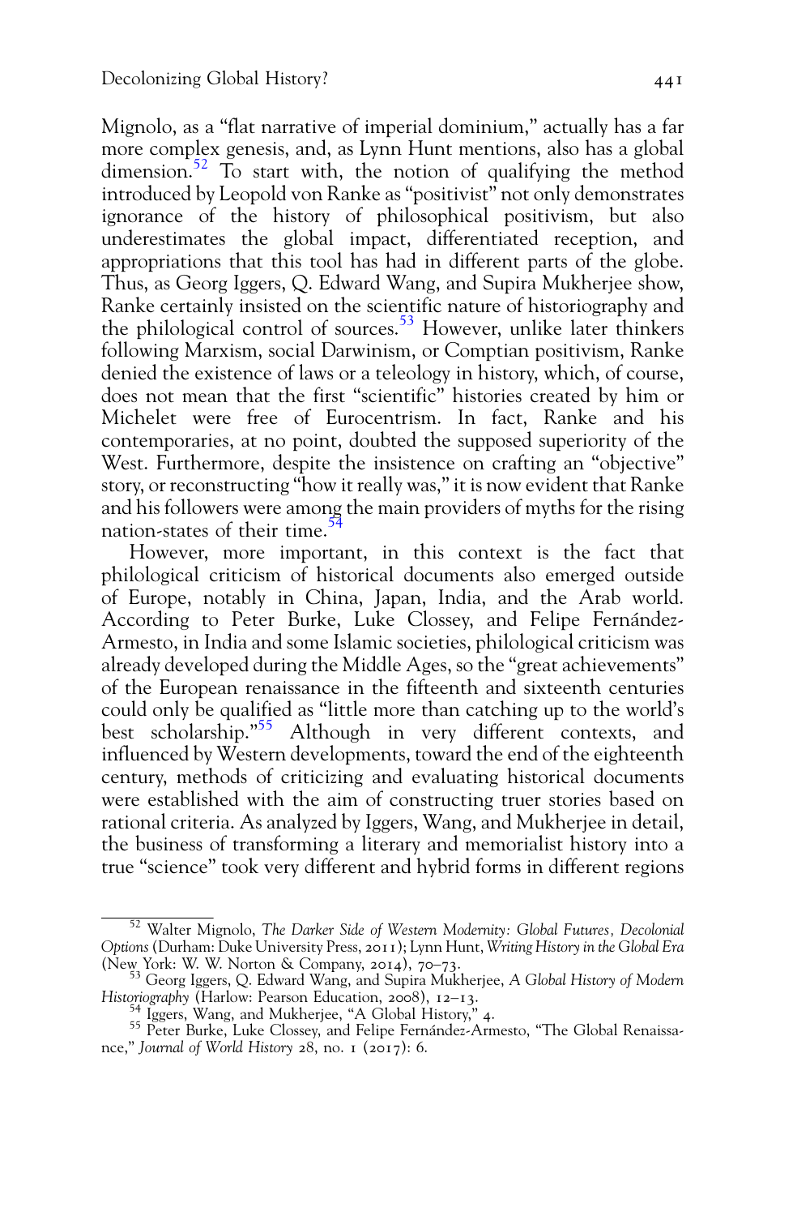Mignolo, as a "flat narrative of imperial dominium," actually has a far more complex genesis, and, as Lynn Hunt mentions, also has a global dimension.[52] To start with, the notion of qualifying the method introduced by Leopold von Ranke as "positivist" not only demonstrates ignorance of the history of philosophical positivism, but also underestimates the global impact, differentiated reception, and appropriations that this tool has had in different parts of the globe. Thus, as Georg Iggers, Q. Edward Wang, and Supira Mukherjee show, Ranke certainly insisted on the scientific nature of historiography and the philological control of sources.[53] However, unlike later thinkers following Marxism, social Darwinism, or Comptian positivism, Ranke denied the existence of laws or a teleology in history, which, of course, does not mean that the first "scientific" histories created by him or Michelet were free of Eurocentrism. In fact, Ranke and his contemporaries, at no point, doubted the supposed superiority of the West. Furthermore, despite the insistence on crafting an "objective" story, or reconstructing "how it really was," it is now evident that Ranke and his followers were among the main providers of myths for the rising nation-states of their time.[54]

However, more important, in this context is the fact that philological criticism of historical documents also emerged outside of Europe, notably in China, Japan, India, and the Arab world. According to Peter Burke, Luke Clossey, and Felipe Fernández-Armesto, in India and some Islamic societies, philological criticism was already developed during the Middle Ages, so the "great achievements" of the European renaissance in the fifteenth and sixteenth centuries could only be qualified as "little more than catching up to the world's best scholarship."[55] Although in very different contexts, and influenced by Western developments, toward the end of the eighteenth century, methods of criticizing and evaluating historical documents were established with the aim of constructing truer stories based on rational criteria. As analyzed by Iggers, Wang, and Mukherjee in detail, the business of transforming a literary and memorialist history into a true "science" took very different and hybrid forms in different regions

---

[52] Walter Mignolo, *The Darker Side of Western Modernity: Global Futures, Decolonial Options* (Durham: Duke University Press, 2011); Lynn Hunt, *Writing History in the Global Era* (New York: W. W. Norton & Company, 2014), 70–73.

[53] Georg Iggers, Q. Edward Wang, and Supira Mukherjee, *A Global History of Modern Historiography* (Harlow: Pearson Education, 2008), 12–13.

[54] Iggers, Wang, and Mukherjee, "A Global History," 4.

[55] Peter Burke, Luke Clossey, and Felipe Fernández-Armesto, "The Global Renaissance," *Journal of World History* 28, no. 1 (2017): 6.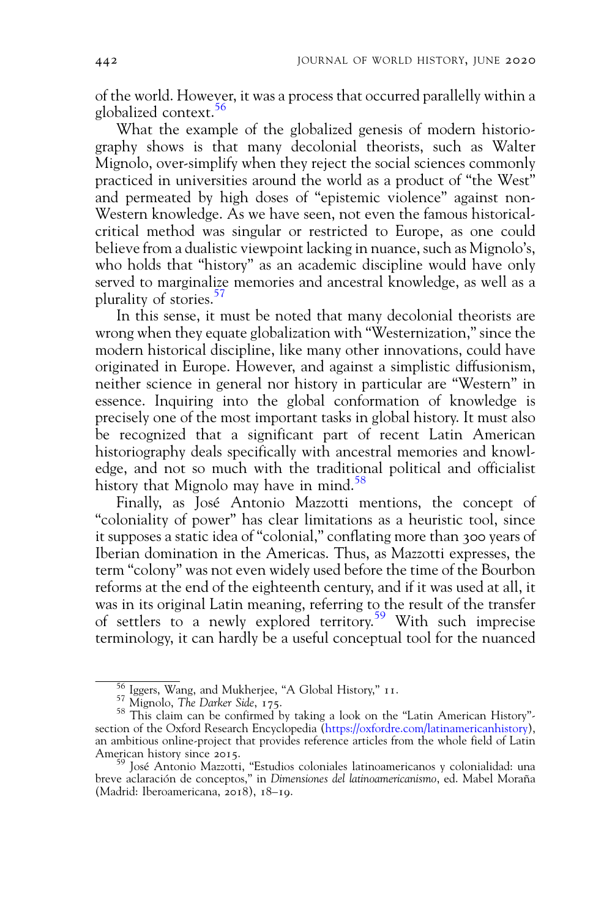of the world. However, it was a process that occurred parallelly within a globalized context.[56]

What the example of the globalized genesis of modern historiography shows is that many decolonial theorists, such as Walter Mignolo, over-simplify when they reject the social sciences commonly practiced in universities around the world as a product of "the West" and permeated by high doses of "epistemic violence" against non-Western knowledge. As we have seen, not even the famous historical-critical method was singular or restricted to Europe, as one could believe from a dualistic viewpoint lacking in nuance, such as Mignolo's, who holds that "history" as an academic discipline would have only served to marginalize memories and ancestral knowledge, as well as a plurality of stories.[57]

In this sense, it must be noted that many decolonial theorists are wrong when they equate globalization with "Westernization," since the modern historical discipline, like many other innovations, could have originated in Europe. However, and against a simplistic diffusionism, neither science in general nor history in particular are "Western" in essence. Inquiring into the global conformation of knowledge is precisely one of the most important tasks in global history. It must also be recognized that a significant part of recent Latin American historiography deals specifically with ancestral memories and knowledge, and not so much with the traditional political and officialist history that Mignolo may have in mind.[58]

Finally, as José Antonio Mazzotti mentions, the concept of "coloniality of power" has clear limitations as a heuristic tool, since it supposes a static idea of "colonial," conflating more than 300 years of Iberian domination in the Americas. Thus, as Mazzotti expresses, the term "colony" was not even widely used before the time of the Bourbon reforms at the end of the eighteenth century, and if it was used at all, it was in its original Latin meaning, referring to the result of the transfer of settlers to a newly explored territory.[59] With such imprecise terminology, it can hardly be a useful conceptual tool for the nuanced

---

[56] Iggers, Wang, and Mukherjee, "A Global History," 11.

[57] Mignolo, *The Darker Side*, 175.

[58] This claim can be confirmed by taking a look on the "Latin American History"-section of the Oxford Research Encyclopedia (https://oxfordre.com/latinamericanhistory), an ambitious online-project that provides reference articles from the whole field of Latin American history since 2015.

[59] José Antonio Mazzotti, "Estudios coloniales latinoamericanos y colonialidad: una breve aclaración de conceptos," in *Dimensiones del latinoamericanismo*, ed. Mabel Moraña (Madrid: Iberoamericana, 2018), 18–19.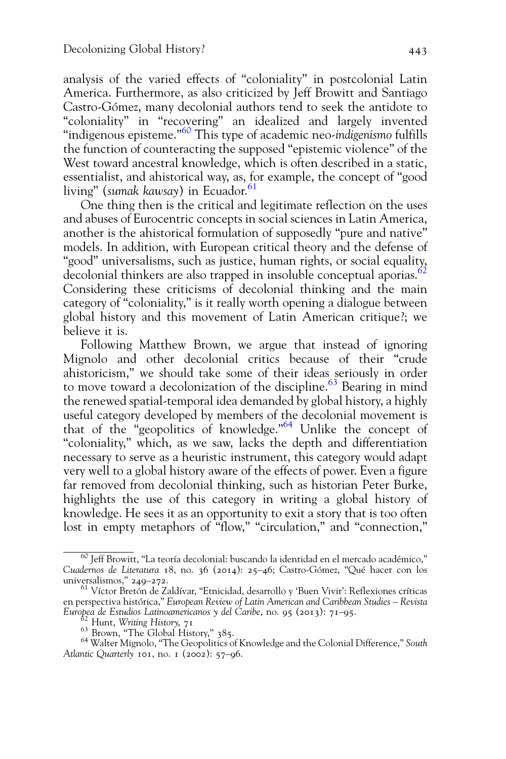analysis of the varied effects of "coloniality" in postcolonial Latin America. Furthermore, as also criticized by Jeff Browitt and Santiago Castro-Gómez, many decolonial authors tend to seek the antidote to "coloniality" in "recovering" an idealized and largely invented "indigenous episteme."[60] This type of academic neo-*indigenismo* fulfills the function of counteracting the supposed "epistemic violence" of the West toward ancestral knowledge, which is often described in a static, essentialist, and ahistorical way, as, for example, the concept of "good living" (*sumak kawsay*) in Ecuador.[61]

One thing then is the critical and legitimate reflection on the uses and abuses of Eurocentric concepts in social sciences in Latin America, another is the ahistorical formulation of supposedly "pure and native" models. In addition, with European critical theory and the defense of "good" universalisms, such as justice, human rights, or social equality, decolonial thinkers are also trapped in insoluble conceptual aporias.[62] Considering these criticisms of decolonial thinking and the main category of "coloniality," is it really worth opening a dialogue between global history and this movement of Latin American critique?; we believe it is.

Following Matthew Brown, we argue that instead of ignoring Mignolo and other decolonial critics because of their "crude ahistoricism," we should take some of their ideas seriously in order to move toward a decolonization of the discipline.[63] Bearing in mind the renewed spatial-temporal idea demanded by global history, a highly useful category developed by members of the decolonial movement is that of the "geopolitics of knowledge."[64] Unlike the concept of "coloniality," which, as we saw, lacks the depth and differentiation necessary to serve as a heuristic instrument, this category would adapt very well to a global history aware of the effects of power. Even a figure far removed from decolonial thinking, such as historian Peter Burke, highlights the use of this category in writing a global history of knowledge. He sees it as an opportunity to exit a story that is too often lost in empty metaphors of "flow," "circulation," and "connection,"

---

[60] Jeff Browitt, "La teoría decolonial: buscando la identidad en el mercado académico," *Cuadernos de Literatura* 18, no. 36 (2014): 25–46; Castro-Gómez, "Qué hacer con los universalismos," 249–272.

[61] Víctor Bretón de Zaldívar, "Etnicidad, desarrollo y 'Buen Vivir': Reflexiones críticas en perspectiva histórica," *European Review of Latin American and Caribbean Studies – Revista Europea de Estudios Latinoamericanos y del Caribe*, no. 95 (2013): 71–95.

[62] Hunt, *Writing History*, 71

[63] Brown, "The Global History," 385.

[64] Walter Mignolo, "The Geopolitics of Knowledge and the Colonial Difference," *South Atlantic Quarterly* 101, no. 1 (2002): 57–96.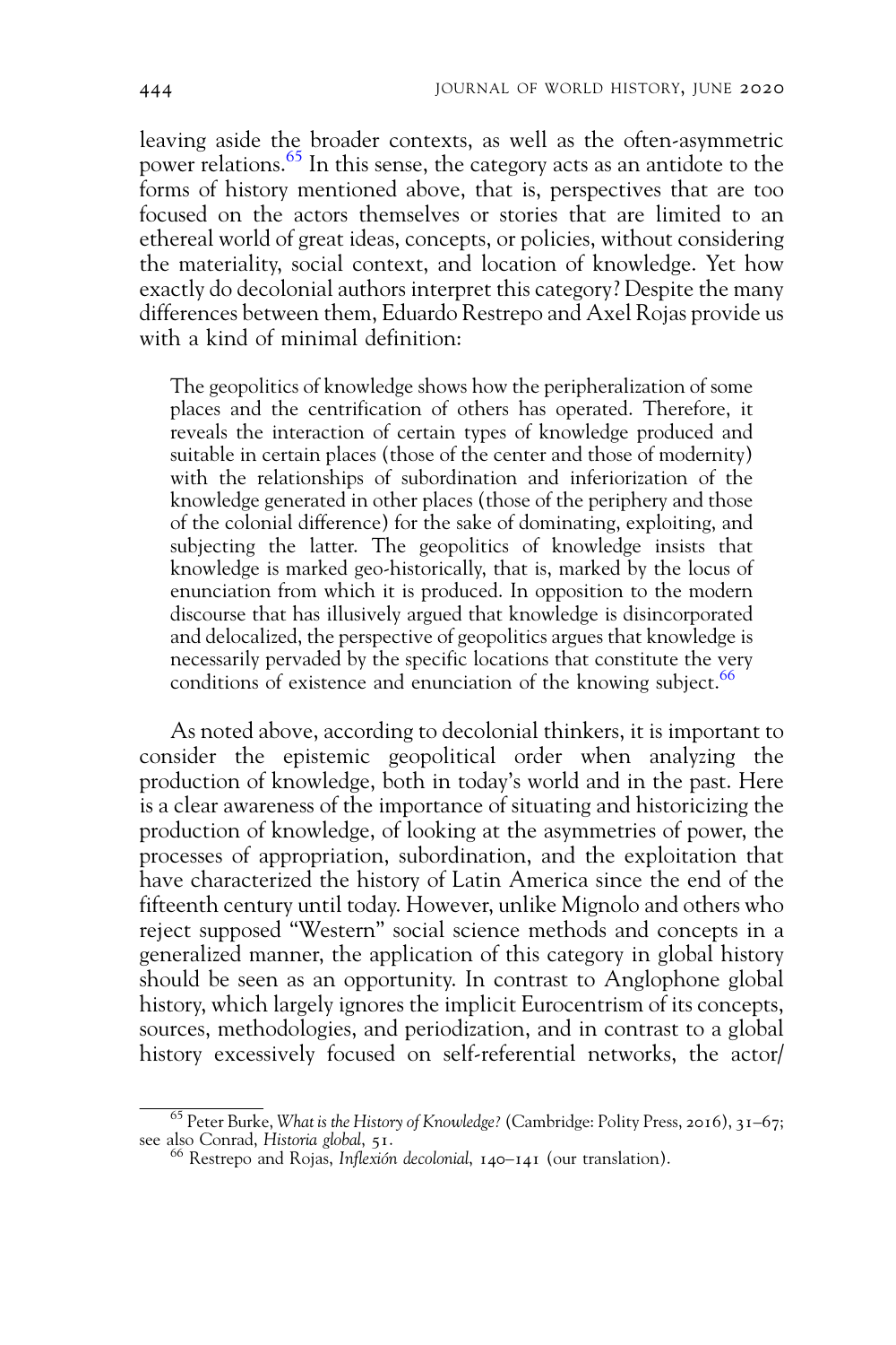leaving aside the broader contexts, as well as the often-asymmetric power relations.[65] In this sense, the category acts as an antidote to the forms of history mentioned above, that is, perspectives that are too focused on the actors themselves or stories that are limited to an ethereal world of great ideas, concepts, or policies, without considering the materiality, social context, and location of knowledge. Yet how exactly do decolonial authors interpret this category? Despite the many differences between them, Eduardo Restrepo and Axel Rojas provide us with a kind of minimal definition:

> The geopolitics of knowledge shows how the peripheralization of some places and the centrification of others has operated. Therefore, it reveals the interaction of certain types of knowledge produced and suitable in certain places (those of the center and those of modernity) with the relationships of subordination and inferiorization of the knowledge generated in other places (those of the periphery and those of the colonial difference) for the sake of dominating, exploiting, and subjecting the latter. The geopolitics of knowledge insists that knowledge is marked geo-historically, that is, marked by the locus of enunciation from which it is produced. In opposition to the modern discourse that has illusively argued that knowledge is disincorporated and delocalized, the perspective of geopolitics argues that knowledge is necessarily pervaded by the specific locations that constitute the very conditions of existence and enunciation of the knowing subject.[66]

As noted above, according to decolonial thinkers, it is important to consider the epistemic geopolitical order when analyzing the production of knowledge, both in today's world and in the past. Here is a clear awareness of the importance of situating and historicizing the production of knowledge, of looking at the asymmetries of power, the processes of appropriation, subordination, and the exploitation that have characterized the history of Latin America since the end of the fifteenth century until today. However, unlike Mignolo and others who reject supposed "Western" social science methods and concepts in a generalized manner, the application of this category in global history should be seen as an opportunity. In contrast to Anglophone global history, which largely ignores the implicit Eurocentrism of its concepts, sources, methodologies, and periodization, and in contrast to a global history excessively focused on self-referential networks, the actor/

[65] Peter Burke, *What is the History of Knowledge?* (Cambridge: Polity Press, 2016), 31–67; see also Conrad, *Historia global*, 51.

[66] Restrepo and Rojas, *Inflexión decolonial*, 140–141 (our translation).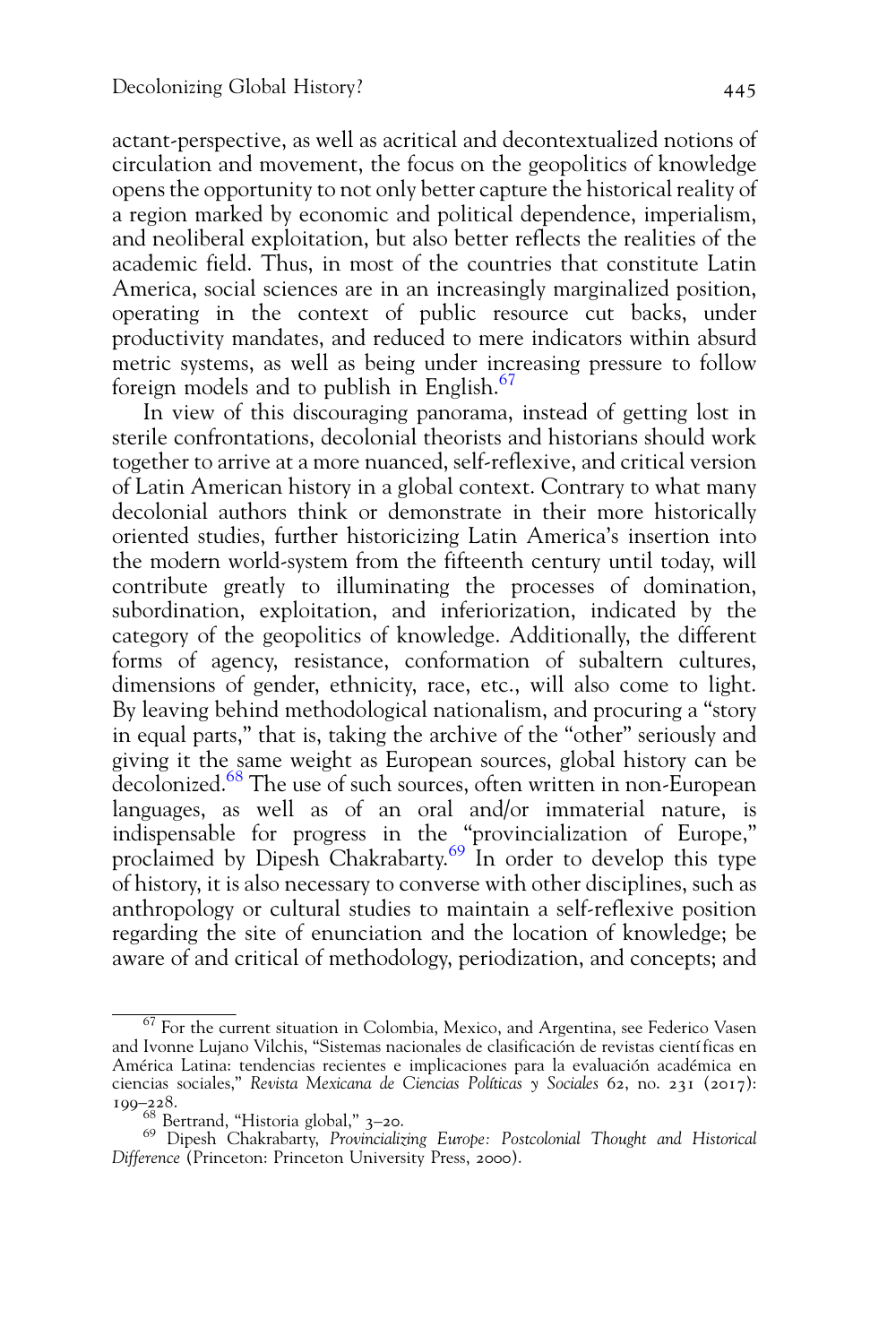actant-perspective, as well as acritical and decontextualized notions of circulation and movement, the focus on the geopolitics of knowledge opens the opportunity to not only better capture the historical reality of a region marked by economic and political dependence, imperialism, and neoliberal exploitation, but also better reflects the realities of the academic field. Thus, in most of the countries that constitute Latin America, social sciences are in an increasingly marginalized position, operating in the context of public resource cut backs, under productivity mandates, and reduced to mere indicators within absurd metric systems, as well as being under increasing pressure to follow foreign models and to publish in English.[67]

In view of this discouraging panorama, instead of getting lost in sterile confrontations, decolonial theorists and historians should work together to arrive at a more nuanced, self-reflexive, and critical version of Latin American history in a global context. Contrary to what many decolonial authors think or demonstrate in their more historically oriented studies, further historicizing Latin America's insertion into the modern world-system from the fifteenth century until today, will contribute greatly to illuminating the processes of domination, subordination, exploitation, and inferiorization, indicated by the category of the geopolitics of knowledge. Additionally, the different forms of agency, resistance, conformation of subaltern cultures, dimensions of gender, ethnicity, race, etc., will also come to light. By leaving behind methodological nationalism, and procuring a "story in equal parts," that is, taking the archive of the "other" seriously and giving it the same weight as European sources, global history can be decolonized.[68] The use of such sources, often written in non-European languages, as well as of an oral and/or immaterial nature, is indispensable for progress in the "provincialization of Europe," proclaimed by Dipesh Chakrabarty.[69] In order to develop this type of history, it is also necessary to converse with other disciplines, such as anthropology or cultural studies to maintain a self-reflexive position regarding the site of enunciation and the location of knowledge; be aware of and critical of methodology, periodization, and concepts; and

---

[67] For the current situation in Colombia, Mexico, and Argentina, see Federico Vasen and Ivonne Lujano Vilchis, "Sistemas nacionales de clasificación de revistas científicas en América Latina: tendencias recientes e implicaciones para la evaluación académica en ciencias sociales," *Revista Mexicana de Ciencias Políticas y Sociales* 62, no. 231 (2017): 199–228.

[68] Bertrand, "Historia global," 3–20.

[69] Dipesh Chakrabarty, *Provincializing Europe: Postcolonial Thought and Historical Difference* (Princeton: Princeton University Press, 2000).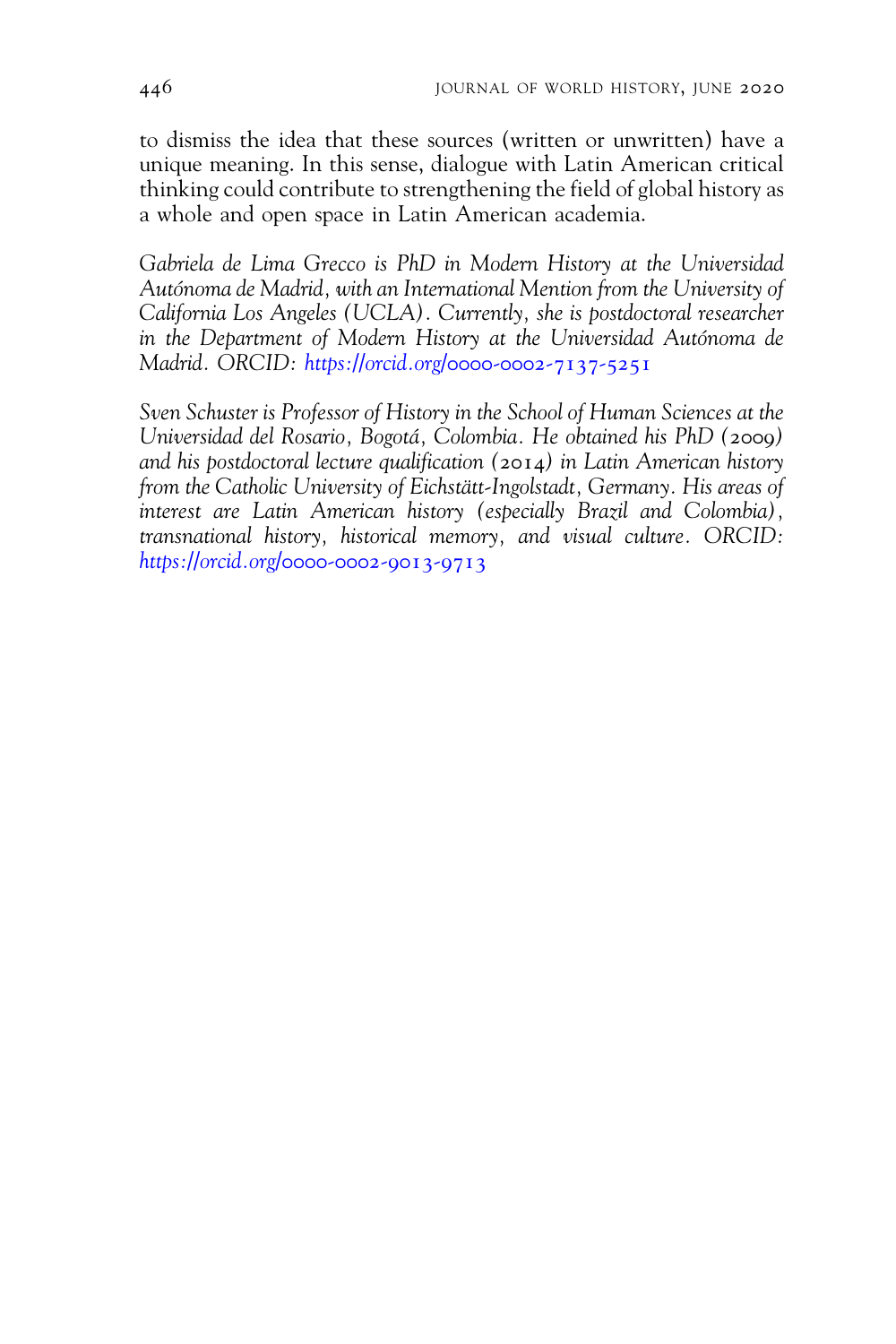to dismiss the idea that these sources (written or unwritten) have a unique meaning. In this sense, dialogue with Latin American critical thinking could contribute to strengthening the field of global history as a whole and open space in Latin American academia.

*Gabriela de Lima Grecco is PhD in Modern History at the Universidad Autónoma de Madrid, with an International Mention from the University of California Los Angeles (UCLA). Currently, she is postdoctoral researcher in the Department of Modern History at the Universidad Autónoma de Madrid. ORCID: https://orcid.org/0000-0002-7137-5251*

*Sven Schuster is Professor of History in the School of Human Sciences at the Universidad del Rosario, Bogotá, Colombia. He obtained his PhD (2009) and his postdoctoral lecture qualification (2014) in Latin American history from the Catholic University of Eichstätt-Ingolstadt, Germany. His areas of interest are Latin American history (especially Brazil and Colombia), transnational history, historical memory, and visual culture. ORCID: https://orcid.org/0000-0002-9013-9713*